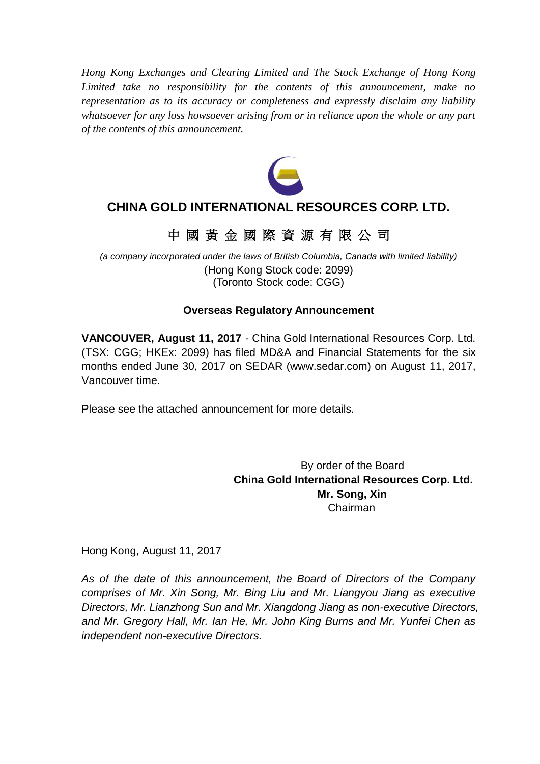*Hong Kong Exchanges and Clearing Limited and The Stock Exchange of Hong Kong Limited take no responsibility for the contents of this announcement, make no representation as to its accuracy or completeness and expressly disclaim any liability whatsoever for any loss howsoever arising from or in reliance upon the whole or any part of the contents of this announcement.*

# CHINA GOLD INTERNATIONAL RESOURCES CORP. LTD.

# 中 國 黃 金 國 際 資 源 有 限 公 司

*(a company incorporated under the laws of British Columbia, Canada with limited liability)*

(Hong Kong Stock code: 2099)
(Toronto Stock code: CGG)

## Overseas Regulatory Announcement

**VANCOUVER, August 11, 2017** - China Gold International Resources Corp. Ltd. (TSX: CGG; HKEx: 2099) has filed MD&A and Financial Statements for the six months ended June 30, 2017 on SEDAR (www.sedar.com) on August 11, 2017, Vancouver time.

Please see the attached announcement for more details.

By order of the Board
**China Gold International Resources Corp. Ltd.**
**Mr. Song, Xin**
Chairman

Hong Kong, August 11, 2017

*As of the date of this announcement, the Board of Directors of the Company comprises of Mr. Xin Song, Mr. Bing Liu and Mr. Liangyou Jiang as executive Directors, Mr. Lianzhong Sun and Mr. Xiangdong Jiang as non-executive Directors, and Mr. Gregory Hall, Mr. Ian He, Mr. John King Burns and Mr. Yunfei Chen as independent non-executive Directors.*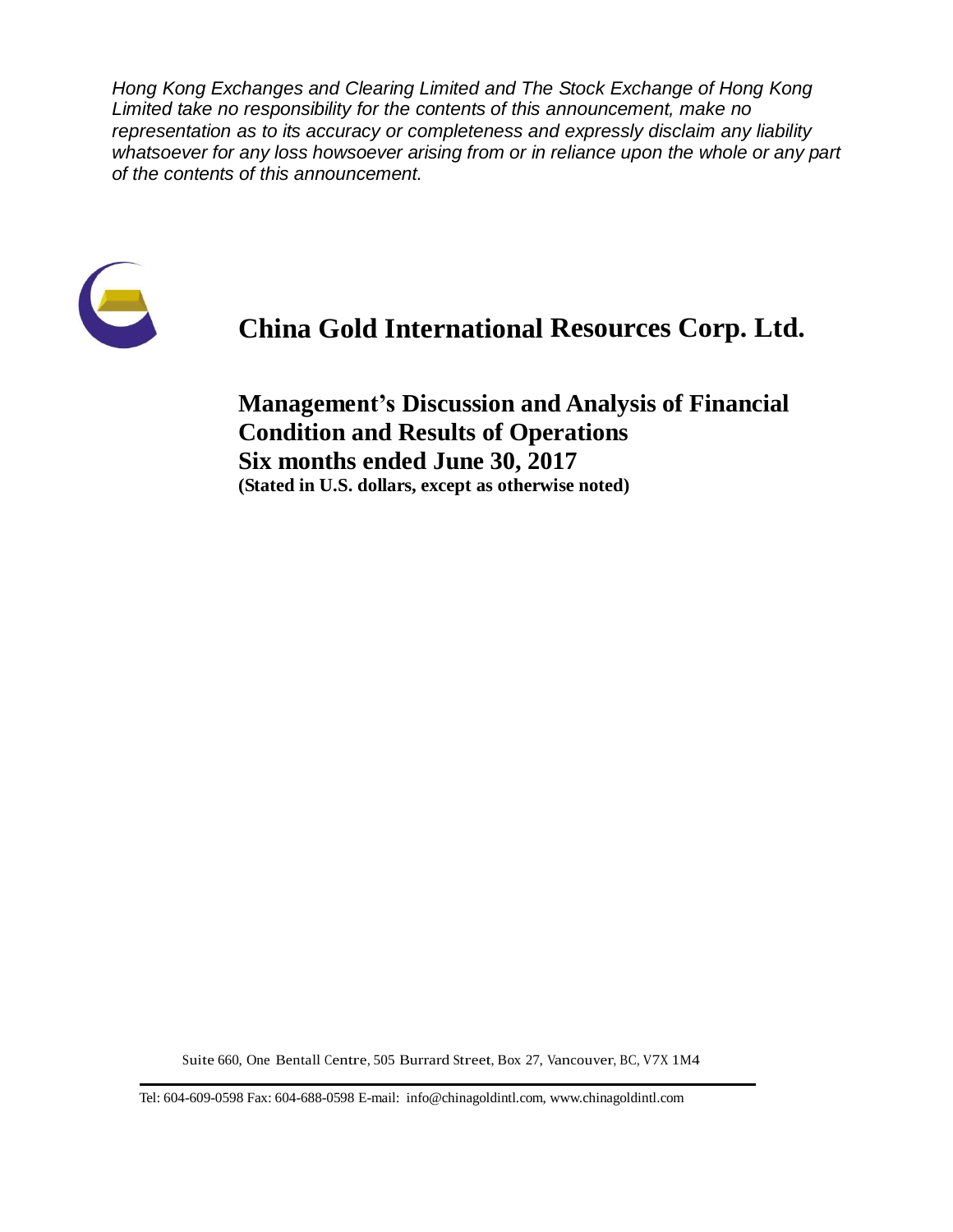*Hong Kong Exchanges and Clearing Limited and The Stock Exchange of Hong Kong Limited take no responsibility for the contents of this announcement, make no representation as to its accuracy or completeness and expressly disclaim any liability whatsoever for any loss howsoever arising from or in reliance upon the whole or any part of the contents of this announcement.*

# China Gold International Resources Corp. Ltd.

## Management's Discussion and Analysis of Financial Condition and Results of Operations
## Six months ended June 30, 2017

**(Stated in U.S. dollars, except as otherwise noted)**

Suite 660, One Bentall Centre, 505 Burrard Street, Box 27, Vancouver, BC, V7X 1M4

Tel: 604-609-0598 Fax: 604-688-0598 E-mail: info@chinagoldintl.com, www.chinagoldintl.com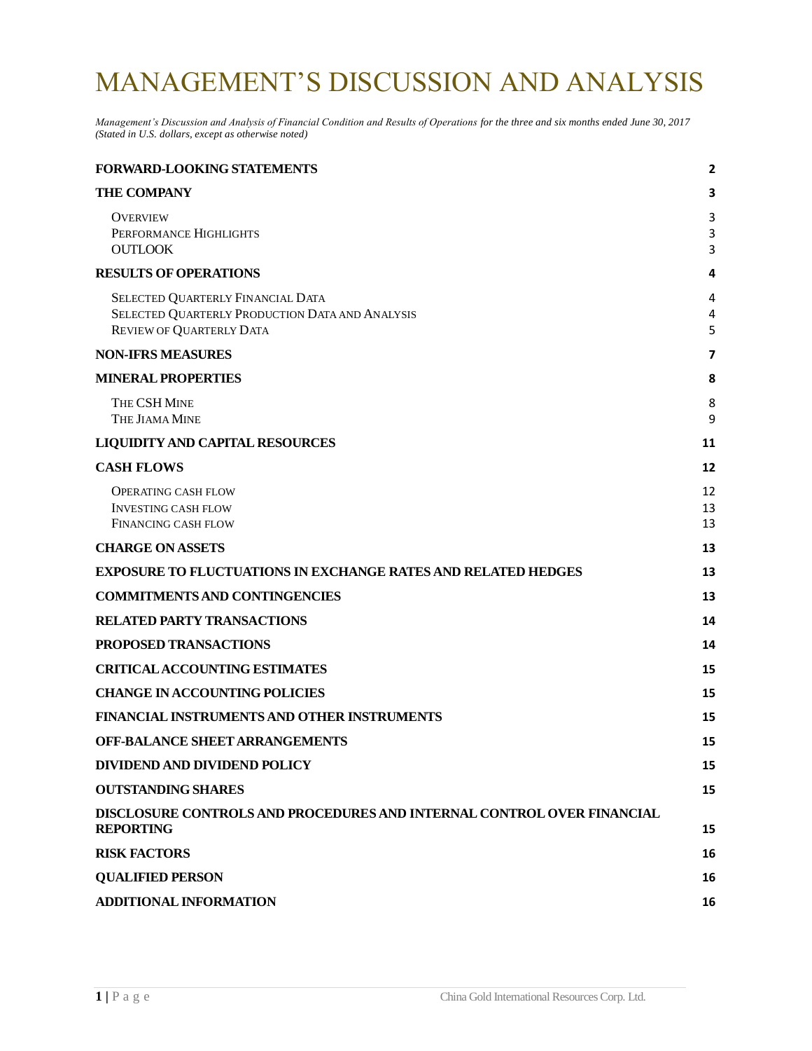# MANAGEMENT'S DISCUSSION AND ANALYSIS

*Management's Discussion and Analysis of Financial Condition and Results of Operations for the three and six months ended June 30, 2017 (Stated in U.S. dollars, except as otherwise noted)*

| | |
|---|---|
| **FORWARD-LOOKING STATEMENTS** | **2** |
| **THE COMPANY** | **3** |
| Overview | 3 |
| Performance Highlights | 3 |
| OUTLOOK | 3 |
| **RESULTS OF OPERATIONS** | **4** |
| Selected Quarterly Financial Data | 4 |
| Selected Quarterly Production Data and Analysis | 4 |
| Review of Quarterly Data | 5 |
| **NON-IFRS MEASURES** | **7** |
| **MINERAL PROPERTIES** | **8** |
| The CSH Mine | 8 |
| The Jiama Mine | 9 |
| **LIQUIDITY AND CAPITAL RESOURCES** | **11** |
| **CASH FLOWS** | **12** |
| Operating cash flow | 12 |
| Investing cash flow | 13 |
| Financing cash flow | 13 |
| **CHARGE ON ASSETS** | **13** |
| **EXPOSURE TO FLUCTUATIONS IN EXCHANGE RATES AND RELATED HEDGES** | **13** |
| **COMMITMENTS AND CONTINGENCIES** | **13** |
| **RELATED PARTY TRANSACTIONS** | **14** |
| **PROPOSED TRANSACTIONS** | **14** |
| **CRITICAL ACCOUNTING ESTIMATES** | **15** |
| **CHANGE IN ACCOUNTING POLICIES** | **15** |
| **FINANCIAL INSTRUMENTS AND OTHER INSTRUMENTS** | **15** |
| **OFF-BALANCE SHEET ARRANGEMENTS** | **15** |
| **DIVIDEND AND DIVIDEND POLICY** | **15** |
| **OUTSTANDING SHARES** | **15** |
| **DISCLOSURE CONTROLS AND PROCEDURES AND INTERNAL CONTROL OVER FINANCIAL REPORTING** | **15** |
| **RISK FACTORS** | **16** |
| **QUALIFIED PERSON** | **16** |
| **ADDITIONAL INFORMATION** | **16** |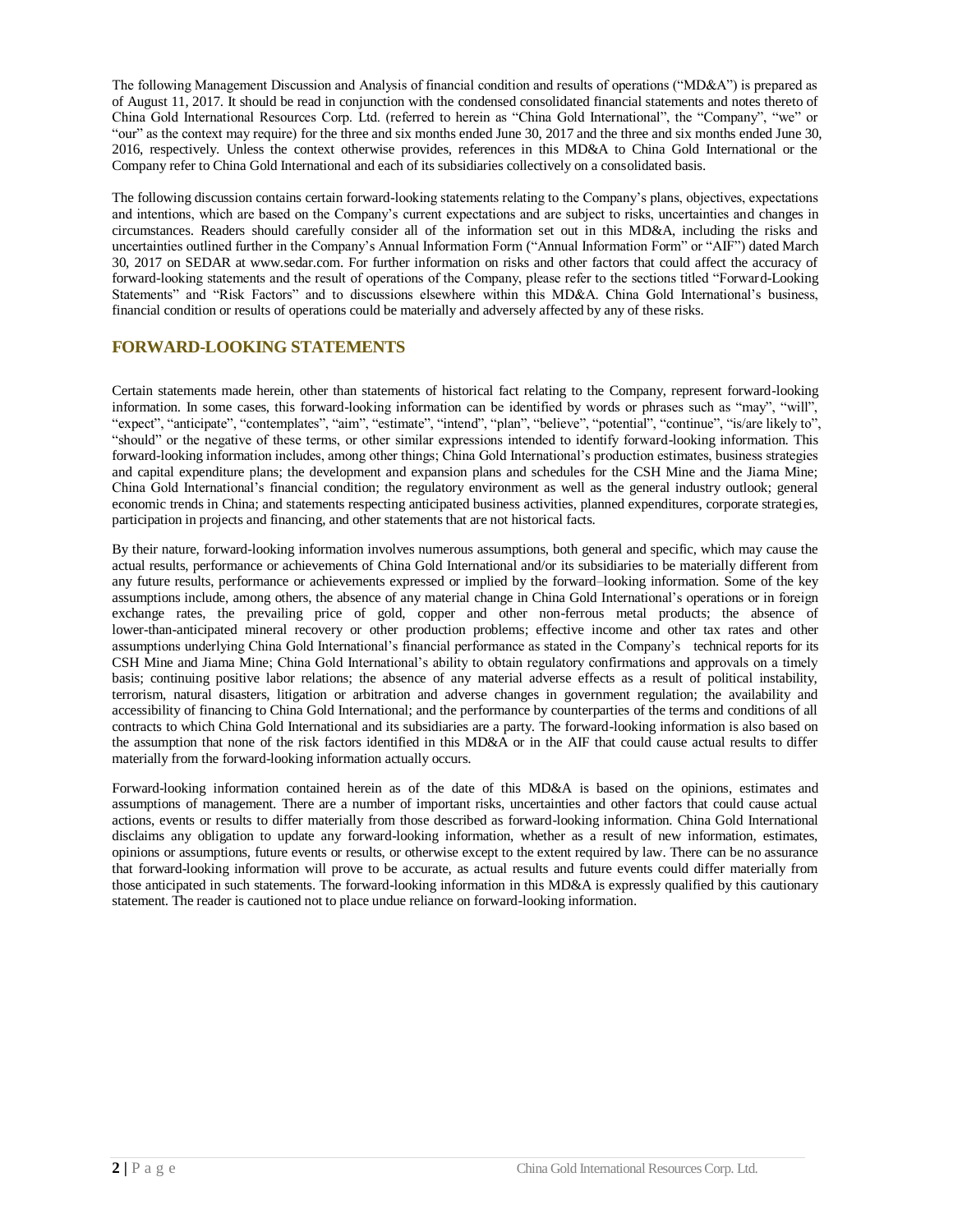The following Management Discussion and Analysis of financial condition and results of operations ("MD&A") is prepared as of August 11, 2017. It should be read in conjunction with the condensed consolidated financial statements and notes thereto of China Gold International Resources Corp. Ltd. (referred to herein as "China Gold International", the "Company", "we" or "our" as the context may require) for the three and six months ended June 30, 2017 and the three and six months ended June 30, 2016, respectively. Unless the context otherwise provides, references in this MD&A to China Gold International or the Company refer to China Gold International and each of its subsidiaries collectively on a consolidated basis.

The following discussion contains certain forward-looking statements relating to the Company's plans, objectives, expectations and intentions, which are based on the Company's current expectations and are subject to risks, uncertainties and changes in circumstances. Readers should carefully consider all of the information set out in this MD&A, including the risks and uncertainties outlined further in the Company's Annual Information Form ("Annual Information Form" or "AIF") dated March 30, 2017 on SEDAR at www.sedar.com. For further information on risks and other factors that could affect the accuracy of forward-looking statements and the result of operations of the Company, please refer to the sections titled "Forward-Looking Statements" and "Risk Factors" and to discussions elsewhere within this MD&A. China Gold International's business, financial condition or results of operations could be materially and adversely affected by any of these risks.

## FORWARD-LOOKING STATEMENTS

Certain statements made herein, other than statements of historical fact relating to the Company, represent forward-looking information. In some cases, this forward-looking information can be identified by words or phrases such as "may", "will", "expect", "anticipate", "contemplates", "aim", "estimate", "intend", "plan", "believe", "potential", "continue", "is/are likely to", "should" or the negative of these terms, or other similar expressions intended to identify forward-looking information. This forward-looking information includes, among other things; China Gold International's production estimates, business strategies and capital expenditure plans; the development and expansion plans and schedules for the CSH Mine and the Jiama Mine; China Gold International's financial condition; the regulatory environment as well as the general industry outlook; general economic trends in China; and statements respecting anticipated business activities, planned expenditures, corporate strategies, participation in projects and financing, and other statements that are not historical facts.

By their nature, forward-looking information involves numerous assumptions, both general and specific, which may cause the actual results, performance or achievements of China Gold International and/or its subsidiaries to be materially different from any future results, performance or achievements expressed or implied by the forward–looking information. Some of the key assumptions include, among others, the absence of any material change in China Gold International's operations or in foreign exchange rates, the prevailing price of gold, copper and other non-ferrous metal products; the absence of lower-than-anticipated mineral recovery or other production problems; effective income and other tax rates and other assumptions underlying China Gold International's financial performance as stated in the Company's technical reports for its CSH Mine and Jiama Mine; China Gold International's ability to obtain regulatory confirmations and approvals on a timely basis; continuing positive labor relations; the absence of any material adverse effects as a result of political instability, terrorism, natural disasters, litigation or arbitration and adverse changes in government regulation; the availability and accessibility of financing to China Gold International; and the performance by counterparties of the terms and conditions of all contracts to which China Gold International and its subsidiaries are a party. The forward-looking information is also based on the assumption that none of the risk factors identified in this MD&A or in the AIF that could cause actual results to differ materially from the forward-looking information actually occurs.

Forward-looking information contained herein as of the date of this MD&A is based on the opinions, estimates and assumptions of management. There are a number of important risks, uncertainties and other factors that could cause actual actions, events or results to differ materially from those described as forward-looking information. China Gold International disclaims any obligation to update any forward-looking information, whether as a result of new information, estimates, opinions or assumptions, future events or results, or otherwise except to the extent required by law. There can be no assurance that forward-looking information will prove to be accurate, as actual results and future events could differ materially from those anticipated in such statements. The forward-looking information in this MD&A is expressly qualified by this cautionary statement. The reader is cautioned not to place undue reliance on forward-looking information.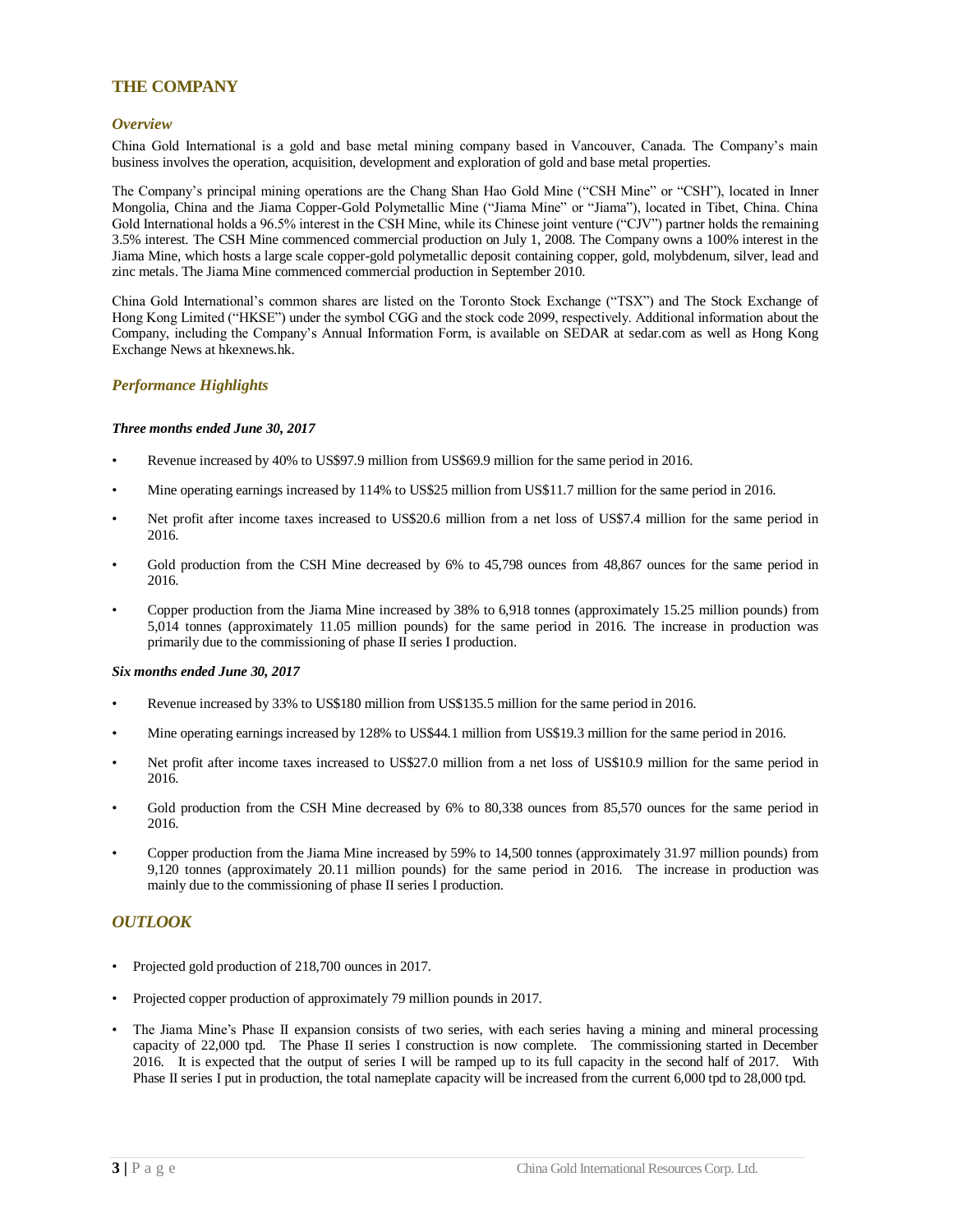## THE COMPANY

### *Overview*

China Gold International is a gold and base metal mining company based in Vancouver, Canada. The Company's main business involves the operation, acquisition, development and exploration of gold and base metal properties.

The Company's principal mining operations are the Chang Shan Hao Gold Mine ("CSH Mine" or "CSH"), located in Inner Mongolia, China and the Jiama Copper-Gold Polymetallic Mine ("Jiama Mine" or "Jiama"), located in Tibet, China. China Gold International holds a 96.5% interest in the CSH Mine, while its Chinese joint venture ("CJV") partner holds the remaining 3.5% interest. The CSH Mine commenced commercial production on July 1, 2008. The Company owns a 100% interest in the Jiama Mine, which hosts a large scale copper-gold polymetallic deposit containing copper, gold, molybdenum, silver, lead and zinc metals. The Jiama Mine commenced commercial production in September 2010.

China Gold International's common shares are listed on the Toronto Stock Exchange ("TSX") and The Stock Exchange of Hong Kong Limited ("HKSE") under the symbol CGG and the stock code 2099, respectively. Additional information about the Company, including the Company's Annual Information Form, is available on SEDAR at sedar.com as well as Hong Kong Exchange News at hkexnews.hk.

### *Performance Highlights*

***Three months ended June 30, 2017***

- Revenue increased by 40% to US$97.9 million from US$69.9 million for the same period in 2016.
- Mine operating earnings increased by 114% to US$25 million from US$11.7 million for the same period in 2016.
- Net profit after income taxes increased to US$20.6 million from a net loss of US$7.4 million for the same period in 2016.
- Gold production from the CSH Mine decreased by 6% to 45,798 ounces from 48,867 ounces for the same period in 2016.
- Copper production from the Jiama Mine increased by 38% to 6,918 tonnes (approximately 15.25 million pounds) from 5,014 tonnes (approximately 11.05 million pounds) for the same period in 2016. The increase in production was primarily due to the commissioning of phase II series I production.

***Six months ended June 30, 2017***

- Revenue increased by 33% to US$180 million from US$135.5 million for the same period in 2016.
- Mine operating earnings increased by 128% to US$44.1 million from US$19.3 million for the same period in 2016.
- Net profit after income taxes increased to US$27.0 million from a net loss of US$10.9 million for the same period in 2016.
- Gold production from the CSH Mine decreased by 6% to 80,338 ounces from 85,570 ounces for the same period in 2016.
- Copper production from the Jiama Mine increased by 59% to 14,500 tonnes (approximately 31.97 million pounds) from 9,120 tonnes (approximately 20.11 million pounds) for the same period in 2016. The increase in production was mainly due to the commissioning of phase II series I production.

## *OUTLOOK*

- Projected gold production of 218,700 ounces in 2017.
- Projected copper production of approximately 79 million pounds in 2017.
- The Jiama Mine's Phase II expansion consists of two series, with each series having a mining and mineral processing capacity of 22,000 tpd. The Phase II series I construction is now complete. The commissioning started in December 2016. It is expected that the output of series I will be ramped up to its full capacity in the second half of 2017. With Phase II series I put in production, the total nameplate capacity will be increased from the current 6,000 tpd to 28,000 tpd.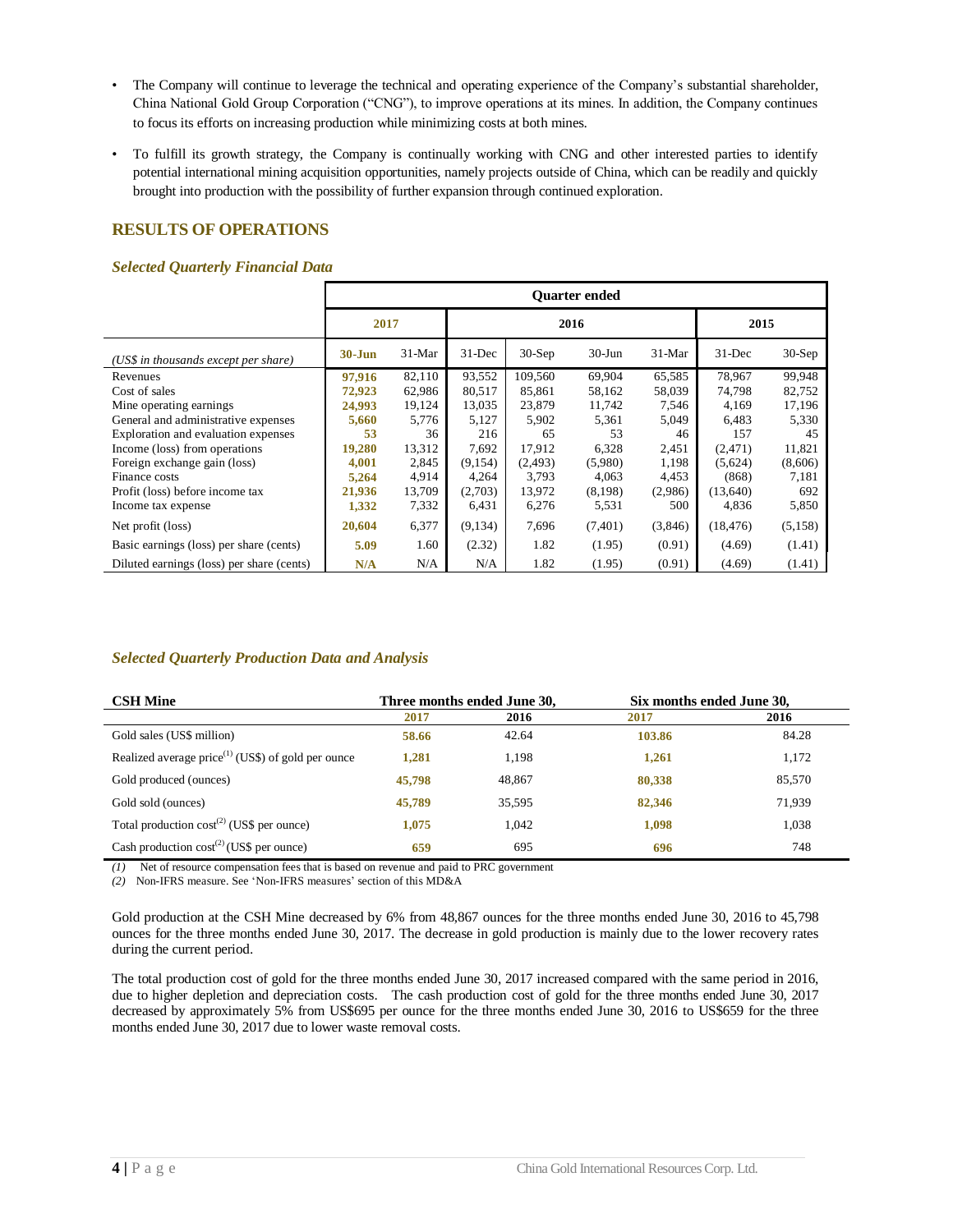- The Company will continue to leverage the technical and operating experience of the Company's substantial shareholder, China National Gold Group Corporation ("CNG"), to improve operations at its mines. In addition, the Company continues to focus its efforts on increasing production while minimizing costs at both mines.
- To fulfill its growth strategy, the Company is continually working with CNG and other interested parties to identify potential international mining acquisition opportunities, namely projects outside of China, which can be readily and quickly brought into production with the possibility of further expansion through continued exploration.

## RESULTS OF OPERATIONS

### *Selected Quarterly Financial Data*

| | Quarter ended | | | | | | | |
|---|---|---|---|---|---|---|---|---|
| | 2017 | | 2016 | | | | 2015 | |
| *(US$ in thousands except per share)* | **30-Jun** | 31-Mar | 31-Dec | 30-Sep | 30-Jun | 31-Mar | 31-Dec | 30-Sep |
| Revenues | **97,916** | 82,110 | 93,552 | 109,560 | 69,904 | 65,585 | 78,967 | 99,948 |
| Cost of sales | **72,923** | 62,986 | 80,517 | 85,861 | 58,162 | 58,039 | 74,798 | 82,752 |
| Mine operating earnings | **24,993** | 19,124 | 13,035 | 23,879 | 11,742 | 7,546 | 4,169 | 17,196 |
| General and administrative expenses | **5,660** | 5,776 | 5,127 | 5,902 | 5,361 | 5,049 | 6,483 | 5,330 |
| Exploration and evaluation expenses | **53** | 36 | 216 | 65 | 53 | 46 | 157 | 45 |
| Income (loss) from operations | **19,280** | 13,312 | 7,692 | 17,912 | 6,328 | 2,451 | (2,471) | 11,821 |
| Foreign exchange gain (loss) | **4,001** | 2,845 | (9,154) | (2,493) | (5,980) | 1,198 | (5,624) | (8,606) |
| Finance costs | **5,264** | 4,914 | 4,264 | 3,793 | 4,063 | 4,453 | (868) | 7,181 |
| Profit (loss) before income tax | **21,936** | 13,709 | (2,703) | 13,972 | (8,198) | (2,986) | (13,640) | 692 |
| Income tax expense | **1,332** | 7,332 | 6,431 | 6,276 | 5,531 | 500 | 4,836 | 5,850 |
| Net profit (loss) | **20,604** | 6,377 | (9,134) | 7,696 | (7,401) | (3,846) | (18,476) | (5,158) |
| Basic earnings (loss) per share (cents) | **5.09** | 1.60 | (2.32) | 1.82 | (1.95) | (0.91) | (4.69) | (1.41) |
| Diluted earnings (loss) per share (cents) | **N/A** | N/A | N/A | 1.82 | (1.95) | (0.91) | (4.69) | (1.41) |

### *Selected Quarterly Production Data and Analysis*

| CSH Mine | Three months ended June 30, | | Six months ended June 30, | |
|---|---|---|---|---|
| | **2017** | 2016 | **2017** | 2016 |
| Gold sales (US$ million) | **58.66** | 42.64 | **103.86** | 84.28 |
| Realized average price[(1)] (US$) of gold per ounce | **1,281** | 1,198 | **1,261** | 1,172 |
| Gold produced (ounces) | **45,798** | 48,867 | **80,338** | 85,570 |
| Gold sold (ounces) | **45,789** | 35,595 | **82,346** | 71,939 |
| Total production cost[(2)] (US$ per ounce) | **1,075** | 1,042 | **1,098** | 1,038 |
| Cash production cost[(2)] (US$ per ounce) | **659** | 695 | **696** | 748 |

*(1)* Net of resource compensation fees that is based on revenue and paid to PRC government

*(2)* Non-IFRS measure. See 'Non-IFRS measures' section of this MD&A

Gold production at the CSH Mine decreased by 6% from 48,867 ounces for the three months ended June 30, 2016 to 45,798 ounces for the three months ended June 30, 2017. The decrease in gold production is mainly due to the lower recovery rates during the current period.

The total production cost of gold for the three months ended June 30, 2017 increased compared with the same period in 2016, due to higher depletion and depreciation costs. The cash production cost of gold for the three months ended June 30, 2017 decreased by approximately 5% from US$695 per ounce for the three months ended June 30, 2016 to US$659 for the three months ended June 30, 2017 due to lower waste removal costs.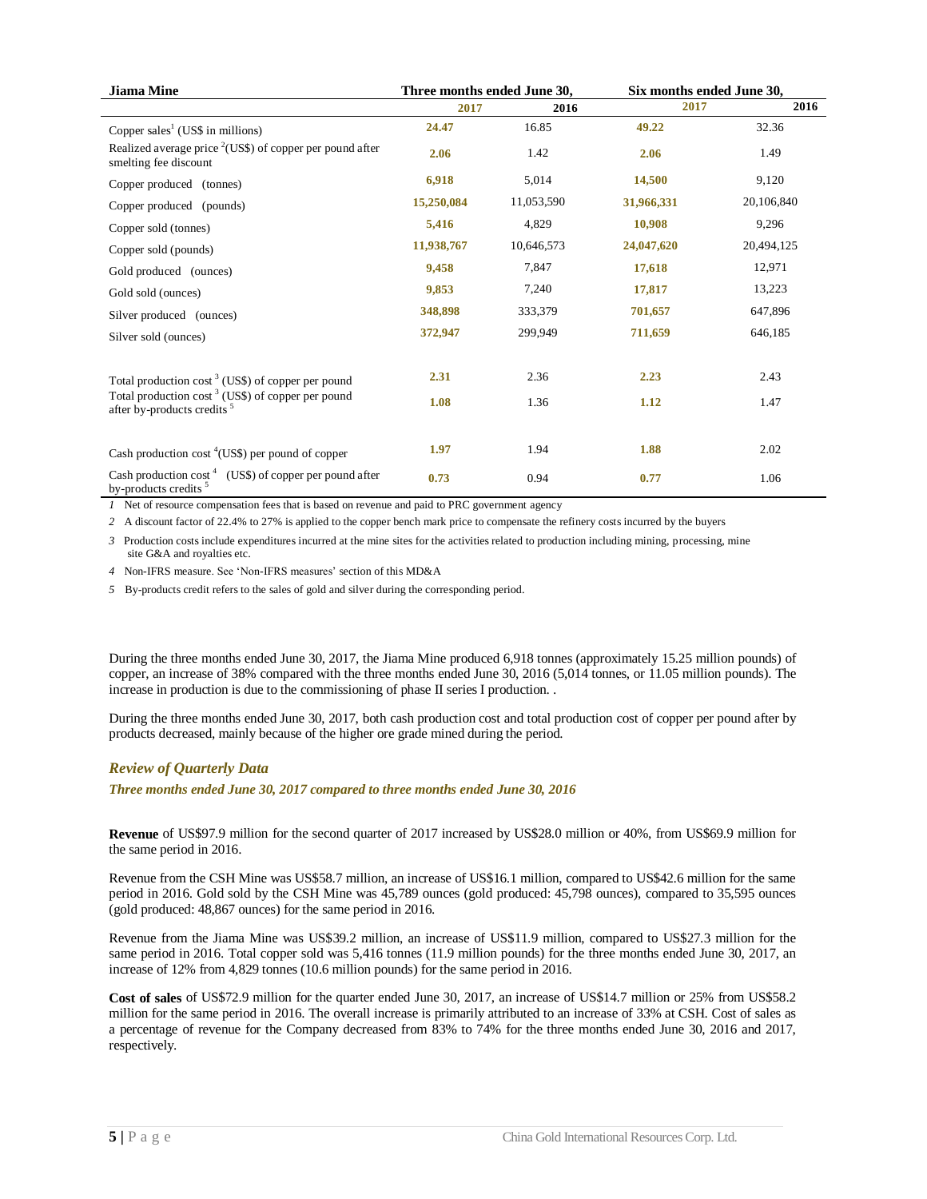| Jiama Mine | Three months ended June 30, | | Six months ended June 30, | |
|---|---|---|---|---|
| | **2017** | 2016 | **2017** | 2016 |
| Copper sales[1] (US$ in millions) | **24.47** | 16.85 | **49.22** | 32.36 |
| Realized average price [2](US$) of copper per pound after smelting fee discount | **2.06** | 1.42 | **2.06** | 1.49 |
| Copper produced (tonnes) | **6,918** | 5,014 | **14,500** | 9,120 |
| Copper produced (pounds) | **15,250,084** | 11,053,590 | **31,966,331** | 20,106,840 |
| Copper sold (tonnes) | **5,416** | 4,829 | **10,908** | 9,296 |
| Copper sold (pounds) | **11,938,767** | 10,646,573 | **24,047,620** | 20,494,125 |
| Gold produced (ounces) | **9,458** | 7,847 | **17,618** | 12,971 |
| Gold sold (ounces) | **9,853** | 7,240 | **17,817** | 13,223 |
| Silver produced (ounces) | **348,898** | 333,379 | **701,657** | 647,896 |
| Silver sold (ounces) | **372,947** | 299,949 | **711,659** | 646,185 |
| Total production cost [3] (US$) of copper per pound | **2.31** | 2.36 | **2.23** | 2.43 |
| Total production cost [3] (US$) of copper per pound after by-products credits [5] | **1.08** | 1.36 | **1.12** | 1.47 |
| Cash production cost [4](US$) per pound of copper | **1.97** | 1.94 | **1.88** | 2.02 |
| Cash production cost [4] (US$) of copper per pound after by-products credits [5] | **0.73** | 0.94 | **0.77** | 1.06 |

1 Net of resource compensation fees that is based on revenue and paid to PRC government agency

2 A discount factor of 22.4% to 27% is applied to the copper bench mark price to compensate the refinery costs incurred by the buyers

3 Production costs include expenditures incurred at the mine sites for the activities related to production including mining, processing, mine site G&A and royalties etc.

4 Non-IFRS measure. See 'Non-IFRS measures' section of this MD&A

5 By-products credit refers to the sales of gold and silver during the corresponding period.

During the three months ended June 30, 2017, the Jiama Mine produced 6,918 tonnes (approximately 15.25 million pounds) of copper, an increase of 38% compared with the three months ended June 30, 2016 (5,014 tonnes, or 11.05 million pounds). The increase in production is due to the commissioning of phase II series I production. .

During the three months ended June 30, 2017, both cash production cost and total production cost of copper per pound after by products decreased, mainly because of the higher ore grade mined during the period.

### *Review of Quarterly Data*

#### *Three months ended June 30, 2017 compared to three months ended June 30, 2016*

**Revenue** of US$97.9 million for the second quarter of 2017 increased by US$28.0 million or 40%, from US$69.9 million for the same period in 2016.

Revenue from the CSH Mine was US$58.7 million, an increase of US$16.1 million, compared to US$42.6 million for the same period in 2016. Gold sold by the CSH Mine was 45,789 ounces (gold produced: 45,798 ounces), compared to 35,595 ounces (gold produced: 48,867 ounces) for the same period in 2016.

Revenue from the Jiama Mine was US$39.2 million, an increase of US$11.9 million, compared to US$27.3 million for the same period in 2016. Total copper sold was 5,416 tonnes (11.9 million pounds) for the three months ended June 30, 2017, an increase of 12% from 4,829 tonnes (10.6 million pounds) for the same period in 2016.

**Cost of sales** of US$72.9 million for the quarter ended June 30, 2017, an increase of US$14.7 million or 25% from US$58.2 million for the same period in 2016. The overall increase is primarily attributed to an increase of 33% at CSH. Cost of sales as a percentage of revenue for the Company decreased from 83% to 74% for the three months ended June 30, 2016 and 2017, respectively.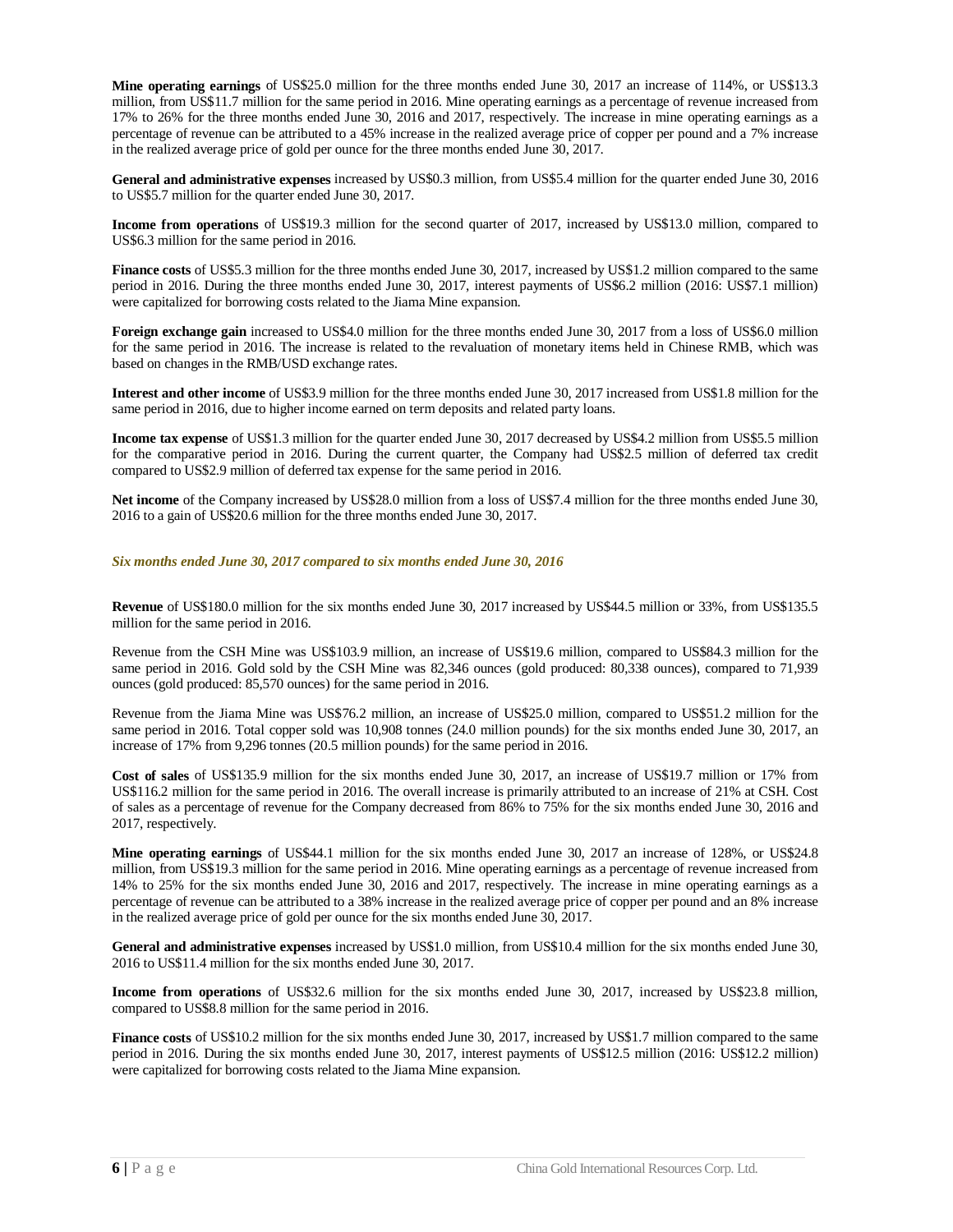**Mine operating earnings** of US$25.0 million for the three months ended June 30, 2017 an increase of 114%, or US$13.3 million, from US$11.7 million for the same period in 2016. Mine operating earnings as a percentage of revenue increased from 17% to 26% for the three months ended June 30, 2016 and 2017, respectively. The increase in mine operating earnings as a percentage of revenue can be attributed to a 45% increase in the realized average price of copper per pound and a 7% increase in the realized average price of gold per ounce for the three months ended June 30, 2017.

**General and administrative expenses** increased by US$0.3 million, from US$5.4 million for the quarter ended June 30, 2016 to US$5.7 million for the quarter ended June 30, 2017.

**Income from operations** of US$19.3 million for the second quarter of 2017, increased by US$13.0 million, compared to US$6.3 million for the same period in 2016.

**Finance costs** of US$5.3 million for the three months ended June 30, 2017, increased by US$1.2 million compared to the same period in 2016. During the three months ended June 30, 2017, interest payments of US$6.2 million (2016: US$7.1 million) were capitalized for borrowing costs related to the Jiama Mine expansion.

**Foreign exchange gain** increased to US$4.0 million for the three months ended June 30, 2017 from a loss of US$6.0 million for the same period in 2016. The increase is related to the revaluation of monetary items held in Chinese RMB, which was based on changes in the RMB/USD exchange rates.

**Interest and other income** of US$3.9 million for the three months ended June 30, 2017 increased from US$1.8 million for the same period in 2016, due to higher income earned on term deposits and related party loans.

**Income tax expense** of US$1.3 million for the quarter ended June 30, 2017 decreased by US$4.2 million from US$5.5 million for the comparative period in 2016. During the current quarter, the Company had US$2.5 million of deferred tax credit compared to US$2.9 million of deferred tax expense for the same period in 2016.

**Net income** of the Company increased by US$28.0 million from a loss of US$7.4 million for the three months ended June 30, 2016 to a gain of US$20.6 million for the three months ended June 30, 2017.

### *Six months ended June 30, 2017 compared to six months ended June 30, 2016*

**Revenue** of US$180.0 million for the six months ended June 30, 2017 increased by US$44.5 million or 33%, from US$135.5 million for the same period in 2016.

Revenue from the CSH Mine was US$103.9 million, an increase of US$19.6 million, compared to US$84.3 million for the same period in 2016. Gold sold by the CSH Mine was 82,346 ounces (gold produced: 80,338 ounces), compared to 71,939 ounces (gold produced: 85,570 ounces) for the same period in 2016.

Revenue from the Jiama Mine was US$76.2 million, an increase of US$25.0 million, compared to US$51.2 million for the same period in 2016. Total copper sold was 10,908 tonnes (24.0 million pounds) for the six months ended June 30, 2017, an increase of 17% from 9,296 tonnes (20.5 million pounds) for the same period in 2016.

**Cost of sales** of US$135.9 million for the six months ended June 30, 2017, an increase of US$19.7 million or 17% from US$116.2 million for the same period in 2016. The overall increase is primarily attributed to an increase of 21% at CSH. Cost of sales as a percentage of revenue for the Company decreased from 86% to 75% for the six months ended June 30, 2016 and 2017, respectively.

**Mine operating earnings** of US$44.1 million for the six months ended June 30, 2017 an increase of 128%, or US$24.8 million, from US$19.3 million for the same period in 2016. Mine operating earnings as a percentage of revenue increased from 14% to 25% for the six months ended June 30, 2016 and 2017, respectively. The increase in mine operating earnings as a percentage of revenue can be attributed to a 38% increase in the realized average price of copper per pound and an 8% increase in the realized average price of gold per ounce for the six months ended June 30, 2017.

**General and administrative expenses** increased by US$1.0 million, from US$10.4 million for the six months ended June 30, 2016 to US$11.4 million for the six months ended June 30, 2017.

**Income from operations** of US$32.6 million for the six months ended June 30, 2017, increased by US$23.8 million, compared to US$8.8 million for the same period in 2016.

**Finance costs** of US$10.2 million for the six months ended June 30, 2017, increased by US$1.7 million compared to the same period in 2016. During the six months ended June 30, 2017, interest payments of US$12.5 million (2016: US$12.2 million) were capitalized for borrowing costs related to the Jiama Mine expansion.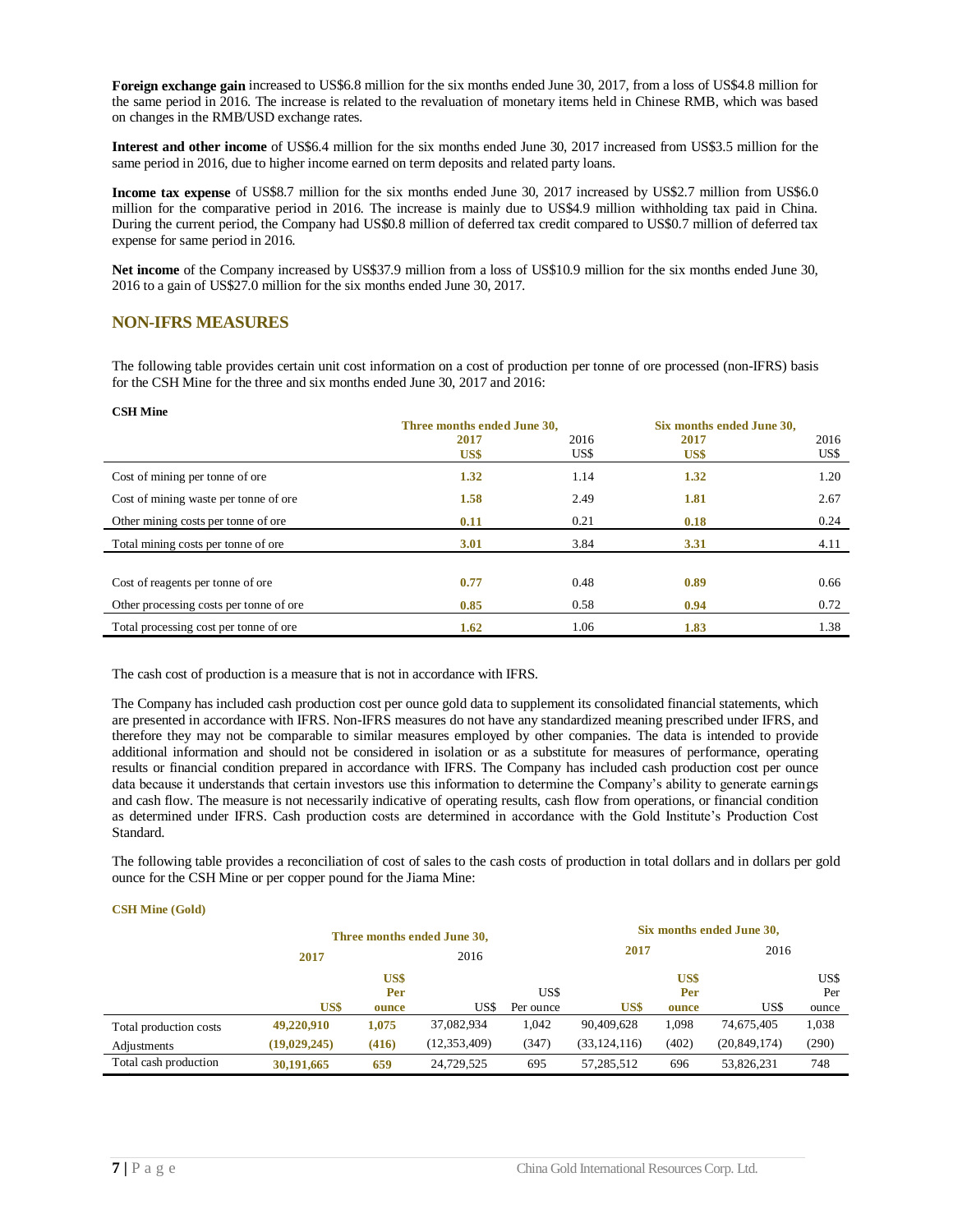**Foreign exchange gain** increased to US$6.8 million for the six months ended June 30, 2017, from a loss of US$4.8 million for the same period in 2016. The increase is related to the revaluation of monetary items held in Chinese RMB, which was based on changes in the RMB/USD exchange rates.

**Interest and other income** of US$6.4 million for the six months ended June 30, 2017 increased from US$3.5 million for the same period in 2016, due to higher income earned on term deposits and related party loans.

**Income tax expense** of US$8.7 million for the six months ended June 30, 2017 increased by US$2.7 million from US$6.0 million for the comparative period in 2016. The increase is mainly due to US$4.9 million withholding tax paid in China. During the current period, the Company had US$0.8 million of deferred tax credit compared to US$0.7 million of deferred tax expense for same period in 2016.

**Net income** of the Company increased by US$37.9 million from a loss of US$10.9 million for the six months ended June 30, 2016 to a gain of US$27.0 million for the six months ended June 30, 2017.

## NON-IFRS MEASURES

The following table provides certain unit cost information on a cost of production per tonne of ore processed (non-IFRS) basis for the CSH Mine for the three and six months ended June 30, 2017 and 2016:

**CSH Mine**

| | Three months ended June 30, | | Six months ended June 30, | |
|---|---|---|---|---|
| | **2017** | 2016 | **2017** | 2016 |
| | **US$** | US$ | **US$** | US$ |
| Cost of mining per tonne of ore | **1.32** | 1.14 | **1.32** | 1.20 |
| Cost of mining waste per tonne of ore | **1.58** | 2.49 | **1.81** | 2.67 |
| Other mining costs per tonne of ore | **0.11** | 0.21 | **0.18** | 0.24 |
| Total mining costs per tonne of ore | **3.01** | 3.84 | **3.31** | 4.11 |
| | | | | |
| Cost of reagents per tonne of ore | **0.77** | 0.48 | **0.89** | 0.66 |
| Other processing costs per tonne of ore | **0.85** | 0.58 | **0.94** | 0.72 |
| Total processing cost per tonne of ore | **1.62** | 1.06 | **1.83** | 1.38 |

The cash cost of production is a measure that is not in accordance with IFRS.

The Company has included cash production cost per ounce gold data to supplement its consolidated financial statements, which are presented in accordance with IFRS. Non-IFRS measures do not have any standardized meaning prescribed under IFRS, and therefore they may not be comparable to similar measures employed by other companies. The data is intended to provide additional information and should not be considered in isolation or as a substitute for measures of performance, operating results or financial condition prepared in accordance with IFRS. The Company has included cash production cost per ounce data because it understands that certain investors use this information to determine the Company's ability to generate earnings and cash flow. The measure is not necessarily indicative of operating results, cash flow from operations, or financial condition as determined under IFRS. Cash production costs are determined in accordance with the Gold Institute's Production Cost Standard.

The following table provides a reconciliation of cost of sales to the cash costs of production in total dollars and in dollars per gold ounce for the CSH Mine or per copper pound for the Jiama Mine:

**CSH Mine (Gold)**

| | Three months ended June 30, | | | | Six months ended June 30, | | | |
|---|---|---|---|---|---|---|---|---|
| | **2017** | | 2016 | | **2017** | | 2016 | |
| | **US$** | **US$ Per ounce** | US$ | US$ Per ounce | **US$** | **US$ Per ounce** | US$ | US$ Per ounce |
| Total production costs | **49,220,910** | **1,075** | 37,082,934 | 1,042 | **90,409,628** | **1,098** | 74,675,405 | 1,038 |
| Adjustments | **(19,029,245)** | **(416)** | (12,353,409) | (347) | **(33,124,116)** | **(402)** | (20,849,174) | (290) |
| Total cash production | **30,191,665** | **659** | 24,729,525 | 695 | **57,285,512** | **696** | 53,826,231 | 748 |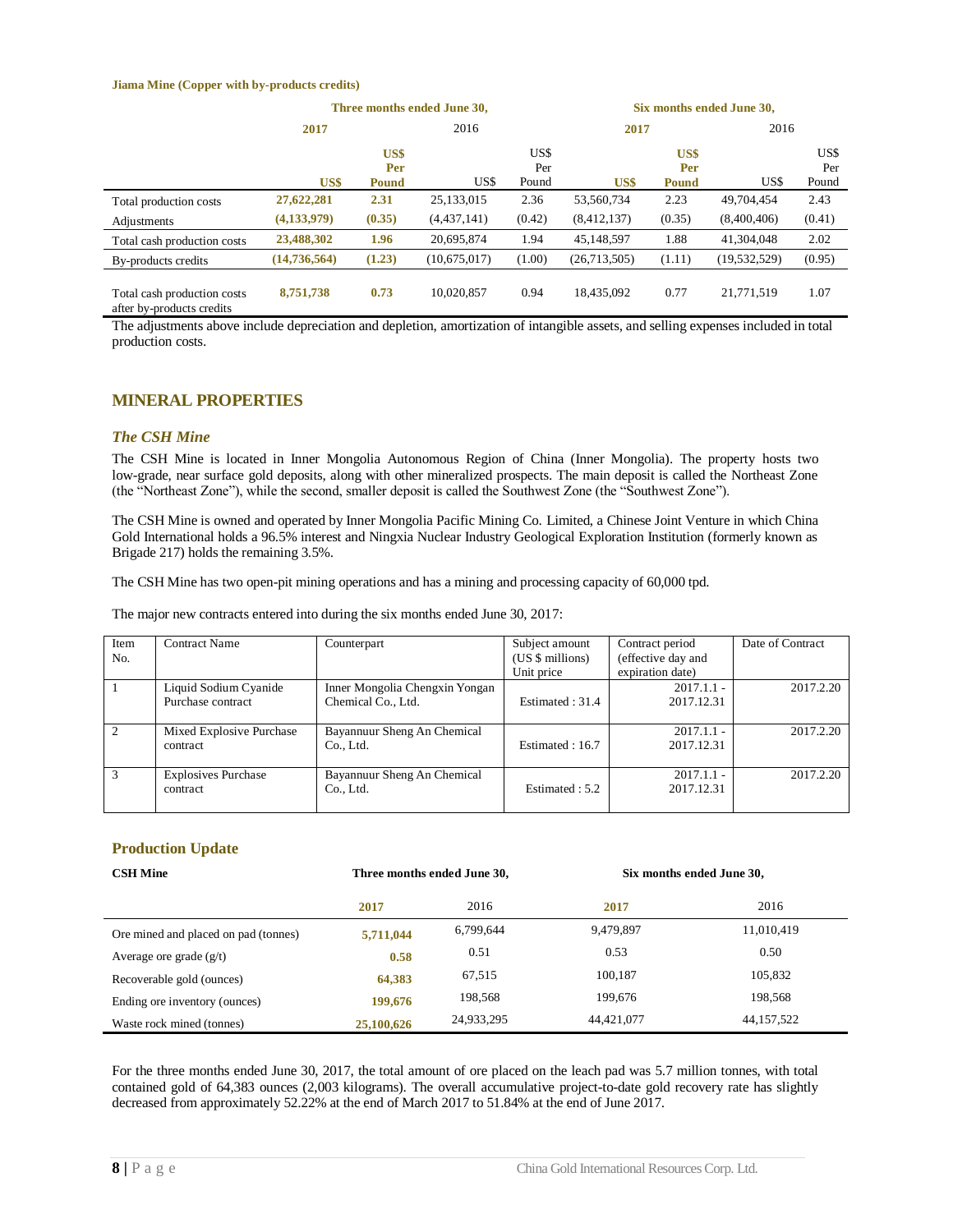**Jiama Mine (Copper with by-products credits)**

| | Three months ended June 30, | | | | Six months ended June 30, | | | |
|---|---|---|---|---|---|---|---|---|
| | **2017** | | 2016 | | **2017** | | 2016 | |
| | **US$** | **US$ Per Pound** | US$ | US$ Per Pound | **US$** | **US$ Per Pound** | US$ | US$ Per Pound |
| Total production costs | **27,622,281** | **2.31** | 25,133,015 | 2.36 | 53,560,734 | 2.23 | 49,704,454 | 2.43 |
| Adjustments | **(4,133,979)** | **(0.35)** | (4,437,141) | (0.42) | (8,412,137) | (0.35) | (8,400,406) | (0.41) |
| Total cash production costs | **23,488,302** | **1.96** | 20,695,874 | 1.94 | 45,148,597 | 1.88 | 41,304,048 | 2.02 |
| By-products credits | **(14,736,564)** | **(1.23)** | (10,675,017) | (1.00) | (26,713,505) | (1.11) | (19,532,529) | (0.95) |
| Total cash production costs after by-products credits | **8,751,738** | **0.73** | 10,020,857 | 0.94 | 18,435,092 | 0.77 | 21,771,519 | 1.07 |

The adjustments above include depreciation and depletion, amortization of intangible assets, and selling expenses included in total production costs.

## MINERAL PROPERTIES

### *The CSH Mine*

The CSH Mine is located in Inner Mongolia Autonomous Region of China (Inner Mongolia). The property hosts two low-grade, near surface gold deposits, along with other mineralized prospects. The main deposit is called the Northeast Zone (the "Northeast Zone"), while the second, smaller deposit is called the Southwest Zone (the "Southwest Zone").

The CSH Mine is owned and operated by Inner Mongolia Pacific Mining Co. Limited, a Chinese Joint Venture in which China Gold International holds a 96.5% interest and Ningxia Nuclear Industry Geological Exploration Institution (formerly known as Brigade 217) holds the remaining 3.5%.

The CSH Mine has two open-pit mining operations and has a mining and processing capacity of 60,000 tpd.

The major new contracts entered into during the six months ended June 30, 2017:

| Item No. | Contract Name | Counterpart | Subject amount (US $ millions) Unit price | Contract period (effective day and expiration date) | Date of Contract |
|---|---|---|---|---|---|
| 1 | Liquid Sodium Cyanide Purchase contract | Inner Mongolia Chengxin Yongan Chemical Co., Ltd. | Estimated : 31.4 | 2017.1.1 - 2017.12.31 | 2017.2.20 |
| 2 | Mixed Explosive Purchase contract | Bayannuur Sheng An Chemical Co., Ltd. | Estimated : 16.7 | 2017.1.1 - 2017.12.31 | 2017.2.20 |
| 3 | Explosives Purchase contract | Bayannuur Sheng An Chemical Co., Ltd. | Estimated : 5.2 | 2017.1.1 - 2017.12.31 | 2017.2.20 |

### Production Update

| CSH Mine | Three months ended June 30, | | Six months ended June 30, | |
|---|---|---|---|---|
| | **2017** | 2016 | **2017** | 2016 |
| Ore mined and placed on pad (tonnes) | **5,711,044** | 6,799,644 | 9,479,897 | 11,010,419 |
| Average ore grade (g/t) | **0.58** | 0.51 | 0.53 | 0.50 |
| Recoverable gold (ounces) | **64,383** | 67,515 | 100,187 | 105,832 |
| Ending ore inventory (ounces) | **199,676** | 198,568 | 199,676 | 198,568 |
| Waste rock mined (tonnes) | **25,100,626** | 24,933,295 | 44,421,077 | 44,157,522 |

For the three months ended June 30, 2017, the total amount of ore placed on the leach pad was 5.7 million tonnes, with total contained gold of 64,383 ounces (2,003 kilograms). The overall accumulative project-to-date gold recovery rate has slightly decreased from approximately 52.22% at the end of March 2017 to 51.84% at the end of June 2017.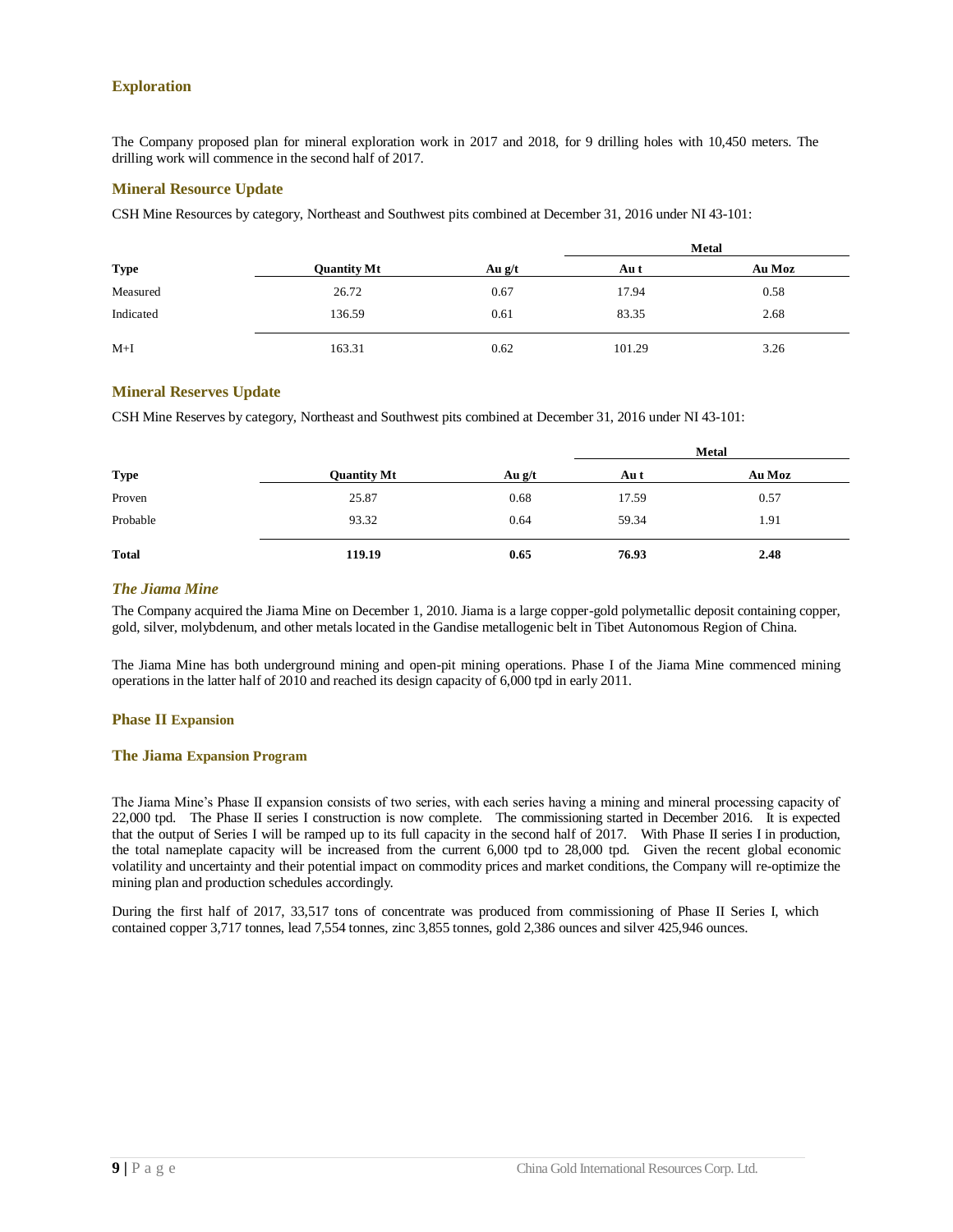### Exploration

The Company proposed plan for mineral exploration work in 2017 and 2018, for 9 drilling holes with 10,450 meters. The drilling work will commence in the second half of 2017.

### Mineral Resource Update

CSH Mine Resources by category, Northeast and Southwest pits combined at December 31, 2016 under NI 43-101:

| | | | Metal | |
|---|---|---|---|---|
| **Type** | **Quantity Mt** | **Au g/t** | **Au t** | **Au Moz** |
| Measured | 26.72 | 0.67 | 17.94 | 0.58 |
| Indicated | 136.59 | 0.61 | 83.35 | 2.68 |
| M+I | 163.31 | 0.62 | 101.29 | 3.26 |

### Mineral Reserves Update

CSH Mine Reserves by category, Northeast and Southwest pits combined at December 31, 2016 under NI 43-101:

| | | | Metal | |
|---|---|---|---|---|
| **Type** | **Quantity Mt** | **Au g/t** | **Au t** | **Au Moz** |
| Proven | 25.87 | 0.68 | 17.59 | 0.57 |
| Probable | 93.32 | 0.64 | 59.34 | 1.91 |
| **Total** | **119.19** | **0.65** | **76.93** | **2.48** |

### *The Jiama Mine*

The Company acquired the Jiama Mine on December 1, 2010. Jiama is a large copper-gold polymetallic deposit containing copper, gold, silver, molybdenum, and other metals located in the Gandise metallogenic belt in Tibet Autonomous Region of China.

The Jiama Mine has both underground mining and open-pit mining operations. Phase I of the Jiama Mine commenced mining operations in the latter half of 2010 and reached its design capacity of 6,000 tpd in early 2011.

### Phase II Expansion

### The Jiama Expansion Program

The Jiama Mine's Phase II expansion consists of two series, with each series having a mining and mineral processing capacity of 22,000 tpd. The Phase II series I construction is now complete. The commissioning started in December 2016. It is expected that the output of Series I will be ramped up to its full capacity in the second half of 2017. With Phase II series I in production, the total nameplate capacity will be increased from the current 6,000 tpd to 28,000 tpd. Given the recent global economic volatility and uncertainty and their potential impact on commodity prices and market conditions, the Company will re-optimize the mining plan and production schedules accordingly.

During the first half of 2017, 33,517 tons of concentrate was produced from commissioning of Phase II Series I, which contained copper 3,717 tonnes, lead 7,554 tonnes, zinc 3,855 tonnes, gold 2,386 ounces and silver 425,946 ounces.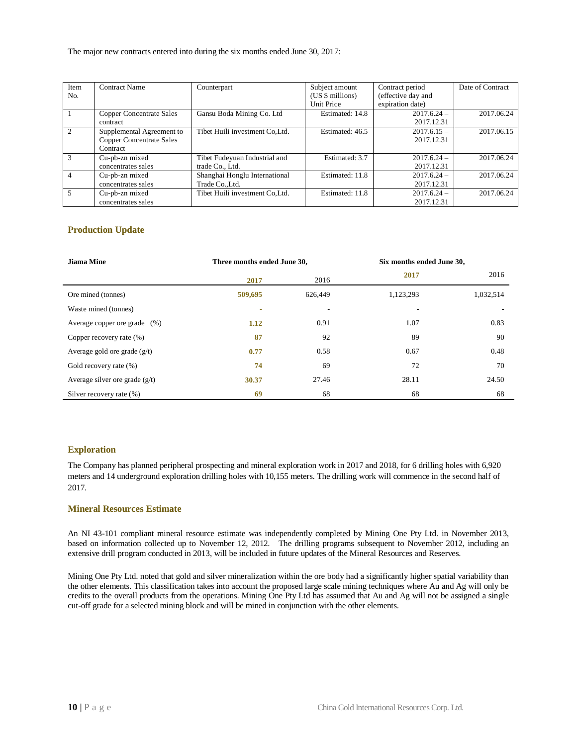The major new contracts entered into during the six months ended June 30, 2017:

| Item No. | Contract Name | Counterpart | Subject amount (US $ millions) Unit Price | Contract period (effective day and expiration date) | Date of Contract |
|---|---|---|---|---|---|
| 1 | Copper Concentrate Sales contract | Gansu Boda Mining Co. Ltd | Estimated: 14.8 | 2017.6.24 – 2017.12.31 | 2017.06.24 |
| 2 | Supplemental Agreement to Copper Concentrate Sales Contract | Tibet Huili investment Co,Ltd. | Estimated: 46.5 | 2017.6.15 – 2017.12.31 | 2017.06.15 |
| 3 | Cu-pb-zn mixed concentrates sales | Tibet Fudeyuan Industrial and trade Co., Ltd. | Estimated: 3.7 | 2017.6.24 – 2017.12.31 | 2017.06.24 |
| 4 | Cu-pb-zn mixed concentrates sales | Shanghai Honglu International Trade Co.,Ltd. | Estimated: 11.8 | 2017.6.24 – 2017.12.31 | 2017.06.24 |
| 5 | Cu-pb-zn mixed concentrates sales | Tibet Huili investment Co,Ltd. | Estimated: 11.8 | 2017.6.24 – 2017.12.31 | 2017.06.24 |

## Production Update

| Jiama Mine | Three months ended June 30, | | Six months ended June 30, | |
|---|---|---|---|---|
| | **2017** | 2016 | **2017** | 2016 |
| Ore mined (tonnes) | **509,695** | 626,449 | 1,123,293 | 1,032,514 |
| Waste mined (tonnes) | **-** | - | - | - |
| Average copper ore grade (%) | **1.12** | 0.91 | 1.07 | 0.83 |
| Copper recovery rate (%) | **87** | 92 | 89 | 90 |
| Average gold ore grade (g/t) | **0.77** | 0.58 | 0.67 | 0.48 |
| Gold recovery rate (%) | **74** | 69 | 72 | 70 |
| Average silver ore grade (g/t) | **30.37** | 27.46 | 28.11 | 24.50 |
| Silver recovery rate (%) | **69** | 68 | 68 | 68 |

## Exploration

The Company has planned peripheral prospecting and mineral exploration work in 2017 and 2018, for 6 drilling holes with 6,920 meters and 14 underground exploration drilling holes with 10,155 meters. The drilling work will commence in the second half of 2017.

## Mineral Resources Estimate

An NI 43-101 compliant mineral resource estimate was independently completed by Mining One Pty Ltd. in November 2013, based on information collected up to November 12, 2012. The drilling programs subsequent to November 2012, including an extensive drill program conducted in 2013, will be included in future updates of the Mineral Resources and Reserves.

Mining One Pty Ltd. noted that gold and silver mineralization within the ore body had a significantly higher spatial variability than the other elements. This classification takes into account the proposed large scale mining techniques where Au and Ag will only be credits to the overall products from the operations. Mining One Pty Ltd has assumed that Au and Ag will not be assigned a single cut-off grade for a selected mining block and will be mined in conjunction with the other elements.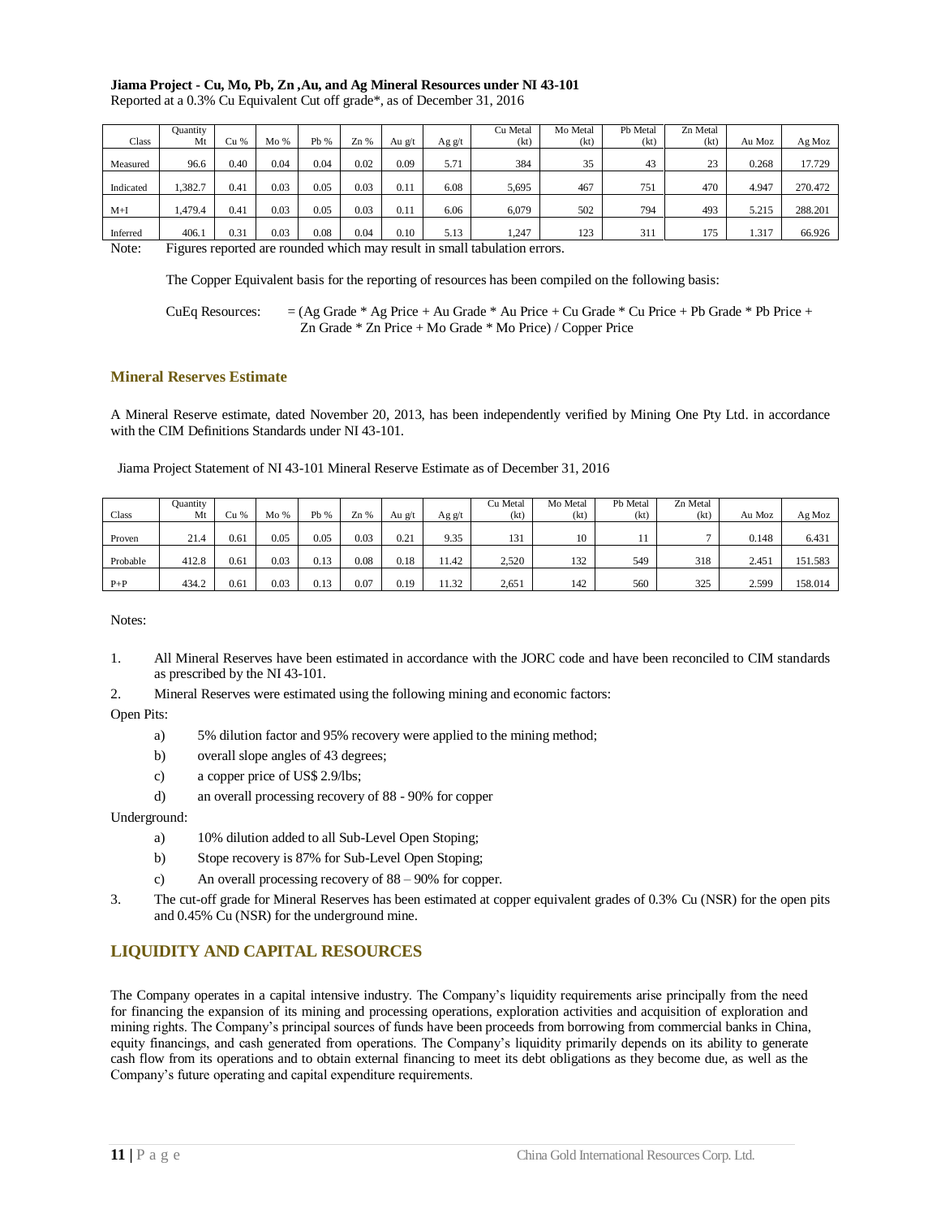**Jiama Project - Cu, Mo, Pb, Zn ,Au, and Ag Mineral Resources under NI 43-101**

Reported at a 0.3% Cu Equivalent Cut off grade*, as of December 31, 2016

| Class | Quantity Mt | Cu % | Mo % | Pb % | Zn % | Au g/t | Ag g/t | Cu Metal (kt) | Mo Metal (kt) | Pb Metal (kt) | Zn Metal (kt) | Au Moz | Ag Moz |
|---|---|---|---|---|---|---|---|---|---|---|---|---|---|
| Measured | 96.6 | 0.40 | 0.04 | 0.04 | 0.02 | 0.09 | 5.71 | 384 | 35 | 43 | 23 | 0.268 | 17.729 |
| Indicated | 1,382.7 | 0.41 | 0.03 | 0.05 | 0.03 | 0.11 | 6.08 | 5,695 | 467 | 751 | 470 | 4.947 | 270.472 |
| M+I | 1,479.4 | 0.41 | 0.03 | 0.05 | 0.03 | 0.11 | 6.06 | 6,079 | 502 | 794 | 493 | 5.215 | 288.201 |
| Inferred | 406.1 | 0.31 | 0.03 | 0.08 | 0.04 | 0.10 | 5.13 | 1,247 | 123 | 311 | 175 | 1.317 | 66.926 |

Note: Figures reported are rounded which may result in small tabulation errors.

The Copper Equivalent basis for the reporting of resources has been compiled on the following basis:

CuEq Resources: = (Ag Grade * Ag Price + Au Grade * Au Price + Cu Grade * Cu Price + Pb Grade * Pb Price + Zn Grade * Zn Price + Mo Grade * Mo Price) / Copper Price

### Mineral Reserves Estimate

A Mineral Reserve estimate, dated November 20, 2013, has been independently verified by Mining One Pty Ltd. in accordance with the CIM Definitions Standards under NI 43-101.

Jiama Project Statement of NI 43-101 Mineral Reserve Estimate as of December 31, 2016

| Class | Quantity Mt | Cu % | Mo % | Pb % | Zn % | Au g/t | Ag g/t | Cu Metal (kt) | Mo Metal (kt) | Pb Metal (kt) | Zn Metal (kt) | Au Moz | Ag Moz |
|---|---|---|---|---|---|---|---|---|---|---|---|---|---|
| Proven | 21.4 | 0.61 | 0.05 | 0.05 | 0.03 | 0.21 | 9.35 | 131 | 10 | 11 | 7 | 0.148 | 6.431 |
| Probable | 412.8 | 0.61 | 0.03 | 0.13 | 0.08 | 0.18 | 11.42 | 2,520 | 132 | 549 | 318 | 2.451 | 151.583 |
| P+P | 434.2 | 0.61 | 0.03 | 0.13 | 0.07 | 0.19 | 11.32 | 2,651 | 142 | 560 | 325 | 2.599 | 158.014 |

Notes:

1. All Mineral Reserves have been estimated in accordance with the JORC code and have been reconciled to CIM standards as prescribed by the NI 43-101.
2. Mineral Reserves were estimated using the following mining and economic factors:

Open Pits:

a) 5% dilution factor and 95% recovery were applied to the mining method;
b) overall slope angles of 43 degrees;
c) a copper price of US$ 2.9/lbs;
d) an overall processing recovery of 88 - 90% for copper

Underground:

a) 10% dilution added to all Sub-Level Open Stoping;
b) Stope recovery is 87% for Sub-Level Open Stoping;
c) An overall processing recovery of 88 – 90% for copper.

3. The cut-off grade for Mineral Reserves has been estimated at copper equivalent grades of 0.3% Cu (NSR) for the open pits and 0.45% Cu (NSR) for the underground mine.

## LIQUIDITY AND CAPITAL RESOURCES

The Company operates in a capital intensive industry. The Company's liquidity requirements arise principally from the need for financing the expansion of its mining and processing operations, exploration activities and acquisition of exploration and mining rights. The Company's principal sources of funds have been proceeds from borrowing from commercial banks in China, equity financings, and cash generated from operations. The Company's liquidity primarily depends on its ability to generate cash flow from its operations and to obtain external financing to meet its debt obligations as they become due, as well as the Company's future operating and capital expenditure requirements.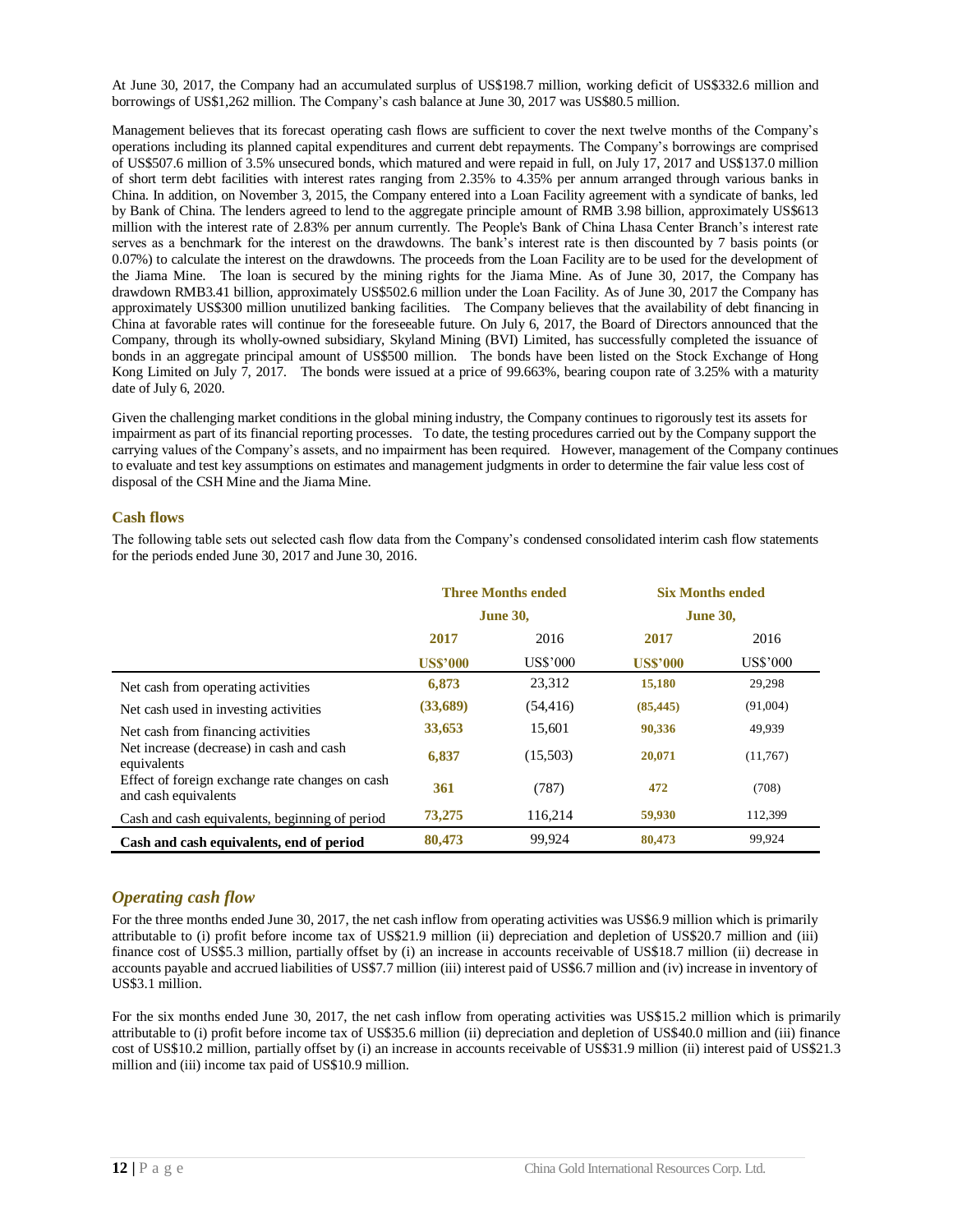At June 30, 2017, the Company had an accumulated surplus of US$198.7 million, working deficit of US$332.6 million and borrowings of US$1,262 million. The Company's cash balance at June 30, 2017 was US$80.5 million.

Management believes that its forecast operating cash flows are sufficient to cover the next twelve months of the Company's operations including its planned capital expenditures and current debt repayments. The Company's borrowings are comprised of US$507.6 million of 3.5% unsecured bonds, which matured and were repaid in full, on July 17, 2017 and US$137.0 million of short term debt facilities with interest rates ranging from 2.35% to 4.35% per annum arranged through various banks in China. In addition, on November 3, 2015, the Company entered into a Loan Facility agreement with a syndicate of banks, led by Bank of China. The lenders agreed to lend to the aggregate principle amount of RMB 3.98 billion, approximately US$613 million with the interest rate of 2.83% per annum currently. The People's Bank of China Lhasa Center Branch's interest rate serves as a benchmark for the interest on the drawdowns. The bank's interest rate is then discounted by 7 basis points (or 0.07%) to calculate the interest on the drawdowns. The proceeds from the Loan Facility are to be used for the development of the Jiama Mine. The loan is secured by the mining rights for the Jiama Mine. As of June 30, 2017, the Company has drawdown RMB3.41 billion, approximately US$502.6 million under the Loan Facility. As of June 30, 2017 the Company has approximately US$300 million unutilized banking facilities. The Company believes that the availability of debt financing in China at favorable rates will continue for the foreseeable future. On July 6, 2017, the Board of Directors announced that the Company, through its wholly-owned subsidiary, Skyland Mining (BVI) Limited, has successfully completed the issuance of bonds in an aggregate principal amount of US$500 million. The bonds have been listed on the Stock Exchange of Hong Kong Limited on July 7, 2017. The bonds were issued at a price of 99.663%, bearing coupon rate of 3.25% with a maturity date of July 6, 2020.

Given the challenging market conditions in the global mining industry, the Company continues to rigorously test its assets for impairment as part of its financial reporting processes. To date, the testing procedures carried out by the Company support the carrying values of the Company's assets, and no impairment has been required. However, management of the Company continues to evaluate and test key assumptions on estimates and management judgments in order to determine the fair value less cost of disposal of the CSH Mine and the Jiama Mine.

### Cash flows

The following table sets out selected cash flow data from the Company's condensed consolidated interim cash flow statements for the periods ended June 30, 2017 and June 30, 2016.

| | Three Months ended June 30, | | Six Months ended June 30, | |
|---|---|---|---|---|
| | **2017** | 2016 | **2017** | 2016 |
| | **US$'000** | US$'000 | **US$'000** | US$'000 |
| Net cash from operating activities | **6,873** | 23,312 | **15,180** | 29,298 |
| Net cash used in investing activities | **(33,689)** | (54,416) | **(85,445)** | (91,004) |
| Net cash from financing activities | **33,653** | 15,601 | **90,336** | 49,939 |
| Net increase (decrease) in cash and cash equivalents | **6,837** | (15,503) | **20,071** | (11,767) |
| Effect of foreign exchange rate changes on cash and cash equivalents | **361** | (787) | **472** | (708) |
| Cash and cash equivalents, beginning of period | **73,275** | 116,214 | **59,930** | 112,399 |
| **Cash and cash equivalents, end of period** | **80,473** | 99,924 | **80,473** | 99,924 |

### *Operating cash flow*

For the three months ended June 30, 2017, the net cash inflow from operating activities was US$6.9 million which is primarily attributable to (i) profit before income tax of US$21.9 million (ii) depreciation and depletion of US$20.7 million and (iii) finance cost of US$5.3 million, partially offset by (i) an increase in accounts receivable of US$18.7 million (ii) decrease in accounts payable and accrued liabilities of US$7.7 million (iii) interest paid of US$6.7 million and (iv) increase in inventory of US$3.1 million.

For the six months ended June 30, 2017, the net cash inflow from operating activities was US$15.2 million which is primarily attributable to (i) profit before income tax of US$35.6 million (ii) depreciation and depletion of US$40.0 million and (iii) finance cost of US$10.2 million, partially offset by (i) an increase in accounts receivable of US$31.9 million (ii) interest paid of US$21.3 million and (iii) income tax paid of US$10.9 million.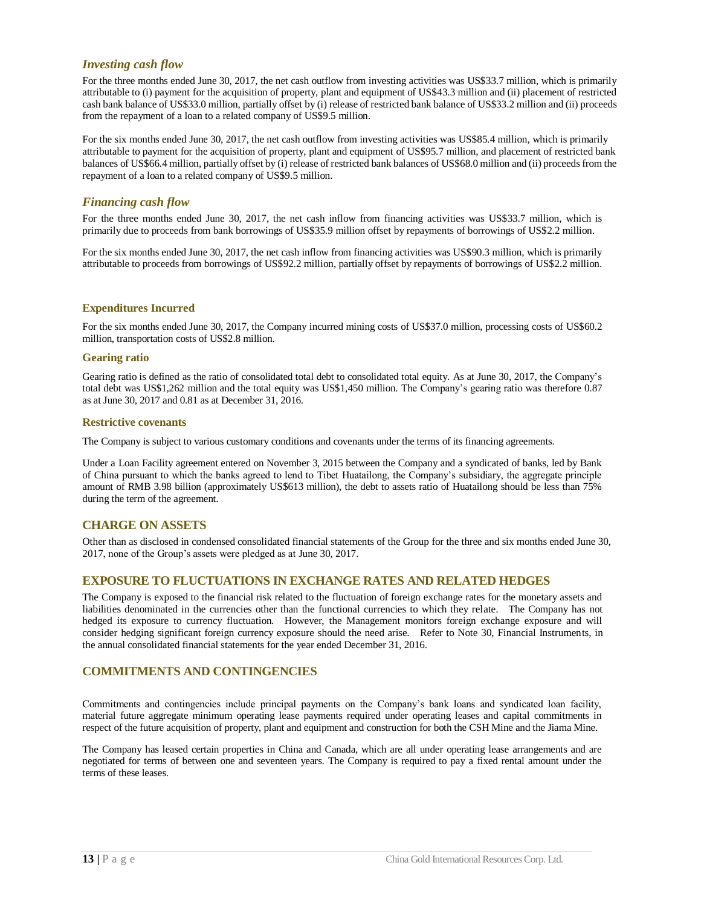### *Investing cash flow*

For the three months ended June 30, 2017, the net cash outflow from investing activities was US$33.7 million, which is primarily attributable to (i) payment for the acquisition of property, plant and equipment of US$43.3 million and (ii) placement of restricted cash bank balance of US$33.0 million, partially offset by (i) release of restricted bank balance of US$33.2 million and (ii) proceeds from the repayment of a loan to a related company of US$9.5 million.

For the six months ended June 30, 2017, the net cash outflow from investing activities was US$85.4 million, which is primarily attributable to payment for the acquisition of property, plant and equipment of US$95.7 million, and placement of restricted bank balances of US$66.4 million, partially offset by (i) release of restricted bank balances of US$68.0 million and (ii) proceeds from the repayment of a loan to a related company of US$9.5 million.

### *Financing cash flow*

For the three months ended June 30, 2017, the net cash inflow from financing activities was US$33.7 million, which is primarily due to proceeds from bank borrowings of US$35.9 million offset by repayments of borrowings of US$2.2 million.

For the six months ended June 30, 2017, the net cash inflow from financing activities was US$90.3 million, which is primarily attributable to proceeds from borrowings of US$92.2 million, partially offset by repayments of borrowings of US$2.2 million.

#### Expenditures Incurred

For the six months ended June 30, 2017, the Company incurred mining costs of US$37.0 million, processing costs of US$60.2 million, transportation costs of US$2.8 million.

#### Gearing ratio

Gearing ratio is defined as the ratio of consolidated total debt to consolidated total equity. As at June 30, 2017, the Company's total debt was US$1,262 million and the total equity was US$1,450 million. The Company's gearing ratio was therefore 0.87 as at June 30, 2017 and 0.81 as at December 31, 2016.

#### Restrictive covenants

The Company is subject to various customary conditions and covenants under the terms of its financing agreements.

Under a Loan Facility agreement entered on November 3, 2015 between the Company and a syndicated of banks, led by Bank of China pursuant to which the banks agreed to lend to Tibet Huatailong, the Company's subsidiary, the aggregate principle amount of RMB 3.98 billion (approximately US$613 million), the debt to assets ratio of Huatailong should be less than 75% during the term of the agreement.

## CHARGE ON ASSETS

Other than as disclosed in condensed consolidated financial statements of the Group for the three and six months ended June 30, 2017, none of the Group's assets were pledged as at June 30, 2017.

## EXPOSURE TO FLUCTUATIONS IN EXCHANGE RATES AND RELATED HEDGES

The Company is exposed to the financial risk related to the fluctuation of foreign exchange rates for the monetary assets and liabilities denominated in the currencies other than the functional currencies to which they relate. The Company has not hedged its exposure to currency fluctuation. However, the Management monitors foreign exchange exposure and will consider hedging significant foreign currency exposure should the need arise. Refer to Note 30, Financial Instruments, in the annual consolidated financial statements for the year ended December 31, 2016.

## COMMITMENTS AND CONTINGENCIES

Commitments and contingencies include principal payments on the Company's bank loans and syndicated loan facility, material future aggregate minimum operating lease payments required under operating leases and capital commitments in respect of the future acquisition of property, plant and equipment and construction for both the CSH Mine and the Jiama Mine.

The Company has leased certain properties in China and Canada, which are all under operating lease arrangements and are negotiated for terms of between one and seventeen years. The Company is required to pay a fixed rental amount under the terms of these leases.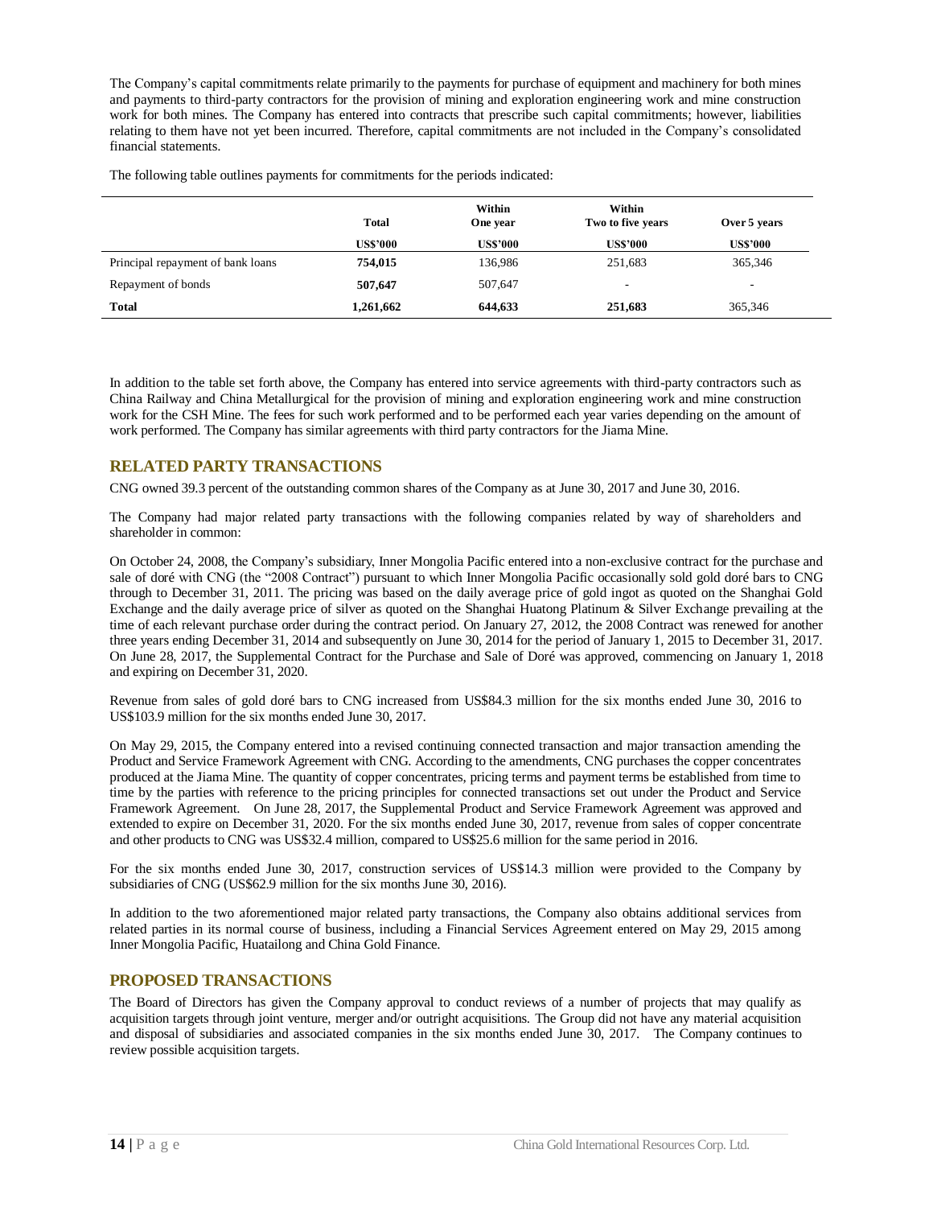The Company's capital commitments relate primarily to the payments for purchase of equipment and machinery for both mines and payments to third-party contractors for the provision of mining and exploration engineering work and mine construction work for both mines. The Company has entered into contracts that prescribe such capital commitments; however, liabilities relating to them have not yet been incurred. Therefore, capital commitments are not included in the Company's consolidated financial statements.

The following table outlines payments for commitments for the periods indicated:

| | Total | Within One year | Within Two to five years | Over 5 years |
|---|---|---|---|---|
| | US$'000 | US$'000 | US$'000 | US$'000 |
| Principal repayment of bank loans | **754,015** | 136,986 | 251,683 | 365,346 |
| Repayment of bonds | **507,647** | 507,647 | - | - |
| **Total** | **1,261,662** | **644,633** | **251,683** | 365,346 |

In addition to the table set forth above, the Company has entered into service agreements with third-party contractors such as China Railway and China Metallurgical for the provision of mining and exploration engineering work and mine construction work for the CSH Mine. The fees for such work performed and to be performed each year varies depending on the amount of work performed. The Company has similar agreements with third party contractors for the Jiama Mine.

## RELATED PARTY TRANSACTIONS

CNG owned 39.3 percent of the outstanding common shares of the Company as at June 30, 2017 and June 30, 2016.

The Company had major related party transactions with the following companies related by way of shareholders and shareholder in common:

On October 24, 2008, the Company's subsidiary, Inner Mongolia Pacific entered into a non-exclusive contract for the purchase and sale of doré with CNG (the "2008 Contract") pursuant to which Inner Mongolia Pacific occasionally sold gold doré bars to CNG through to December 31, 2011. The pricing was based on the daily average price of gold ingot as quoted on the Shanghai Gold Exchange and the daily average price of silver as quoted on the Shanghai Huatong Platinum & Silver Exchange prevailing at the time of each relevant purchase order during the contract period. On January 27, 2012, the 2008 Contract was renewed for another three years ending December 31, 2014 and subsequently on June 30, 2014 for the period of January 1, 2015 to December 31, 2017. On June 28, 2017, the Supplemental Contract for the Purchase and Sale of Doré was approved, commencing on January 1, 2018 and expiring on December 31, 2020.

Revenue from sales of gold doré bars to CNG increased from US$84.3 million for the six months ended June 30, 2016 to US$103.9 million for the six months ended June 30, 2017.

On May 29, 2015, the Company entered into a revised continuing connected transaction and major transaction amending the Product and Service Framework Agreement with CNG. According to the amendments, CNG purchases the copper concentrates produced at the Jiama Mine. The quantity of copper concentrates, pricing terms and payment terms be established from time to time by the parties with reference to the pricing principles for connected transactions set out under the Product and Service Framework Agreement. On June 28, 2017, the Supplemental Product and Service Framework Agreement was approved and extended to expire on December 31, 2020. For the six months ended June 30, 2017, revenue from sales of copper concentrate and other products to CNG was US$32.4 million, compared to US$25.6 million for the same period in 2016.

For the six months ended June 30, 2017, construction services of US$14.3 million were provided to the Company by subsidiaries of CNG (US$62.9 million for the six months June 30, 2016).

In addition to the two aforementioned major related party transactions, the Company also obtains additional services from related parties in its normal course of business, including a Financial Services Agreement entered on May 29, 2015 among Inner Mongolia Pacific, Huatailong and China Gold Finance.

## PROPOSED TRANSACTIONS

The Board of Directors has given the Company approval to conduct reviews of a number of projects that may qualify as acquisition targets through joint venture, merger and/or outright acquisitions. The Group did not have any material acquisition and disposal of subsidiaries and associated companies in the six months ended June 30, 2017. The Company continues to review possible acquisition targets.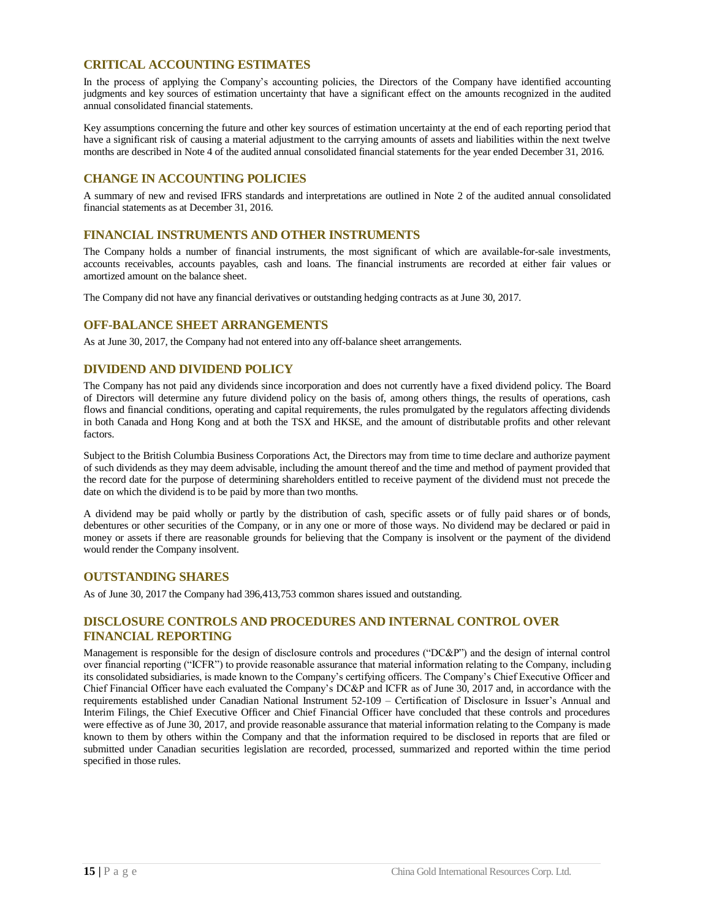## CRITICAL ACCOUNTING ESTIMATES

In the process of applying the Company's accounting policies, the Directors of the Company have identified accounting judgments and key sources of estimation uncertainty that have a significant effect on the amounts recognized in the audited annual consolidated financial statements.

Key assumptions concerning the future and other key sources of estimation uncertainty at the end of each reporting period that have a significant risk of causing a material adjustment to the carrying amounts of assets and liabilities within the next twelve months are described in Note 4 of the audited annual consolidated financial statements for the year ended December 31, 2016.

## CHANGE IN ACCOUNTING POLICIES

A summary of new and revised IFRS standards and interpretations are outlined in Note 2 of the audited annual consolidated financial statements as at December 31, 2016.

## FINANCIAL INSTRUMENTS AND OTHER INSTRUMENTS

The Company holds a number of financial instruments, the most significant of which are available-for-sale investments, accounts receivables, accounts payables, cash and loans. The financial instruments are recorded at either fair values or amortized amount on the balance sheet.

The Company did not have any financial derivatives or outstanding hedging contracts as at June 30, 2017.

## OFF-BALANCE SHEET ARRANGEMENTS

As at June 30, 2017, the Company had not entered into any off-balance sheet arrangements.

## DIVIDEND AND DIVIDEND POLICY

The Company has not paid any dividends since incorporation and does not currently have a fixed dividend policy. The Board of Directors will determine any future dividend policy on the basis of, among others things, the results of operations, cash flows and financial conditions, operating and capital requirements, the rules promulgated by the regulators affecting dividends in both Canada and Hong Kong and at both the TSX and HKSE, and the amount of distributable profits and other relevant factors.

Subject to the British Columbia Business Corporations Act, the Directors may from time to time declare and authorize payment of such dividends as they may deem advisable, including the amount thereof and the time and method of payment provided that the record date for the purpose of determining shareholders entitled to receive payment of the dividend must not precede the date on which the dividend is to be paid by more than two months.

A dividend may be paid wholly or partly by the distribution of cash, specific assets or of fully paid shares or of bonds, debentures or other securities of the Company, or in any one or more of those ways. No dividend may be declared or paid in money or assets if there are reasonable grounds for believing that the Company is insolvent or the payment of the dividend would render the Company insolvent.

## OUTSTANDING SHARES

As of June 30, 2017 the Company had 396,413,753 common shares issued and outstanding.

## DISCLOSURE CONTROLS AND PROCEDURES AND INTERNAL CONTROL OVER FINANCIAL REPORTING

Management is responsible for the design of disclosure controls and procedures ("DC&P") and the design of internal control over financial reporting ("ICFR") to provide reasonable assurance that material information relating to the Company, including its consolidated subsidiaries, is made known to the Company's certifying officers. The Company's Chief Executive Officer and Chief Financial Officer have each evaluated the Company's DC&P and ICFR as of June 30, 2017 and, in accordance with the requirements established under Canadian National Instrument 52-109 – Certification of Disclosure in Issuer's Annual and Interim Filings, the Chief Executive Officer and Chief Financial Officer have concluded that these controls and procedures were effective as of June 30, 2017, and provide reasonable assurance that material information relating to the Company is made known to them by others within the Company and that the information required to be disclosed in reports that are filed or submitted under Canadian securities legislation are recorded, processed, summarized and reported within the time period specified in those rules.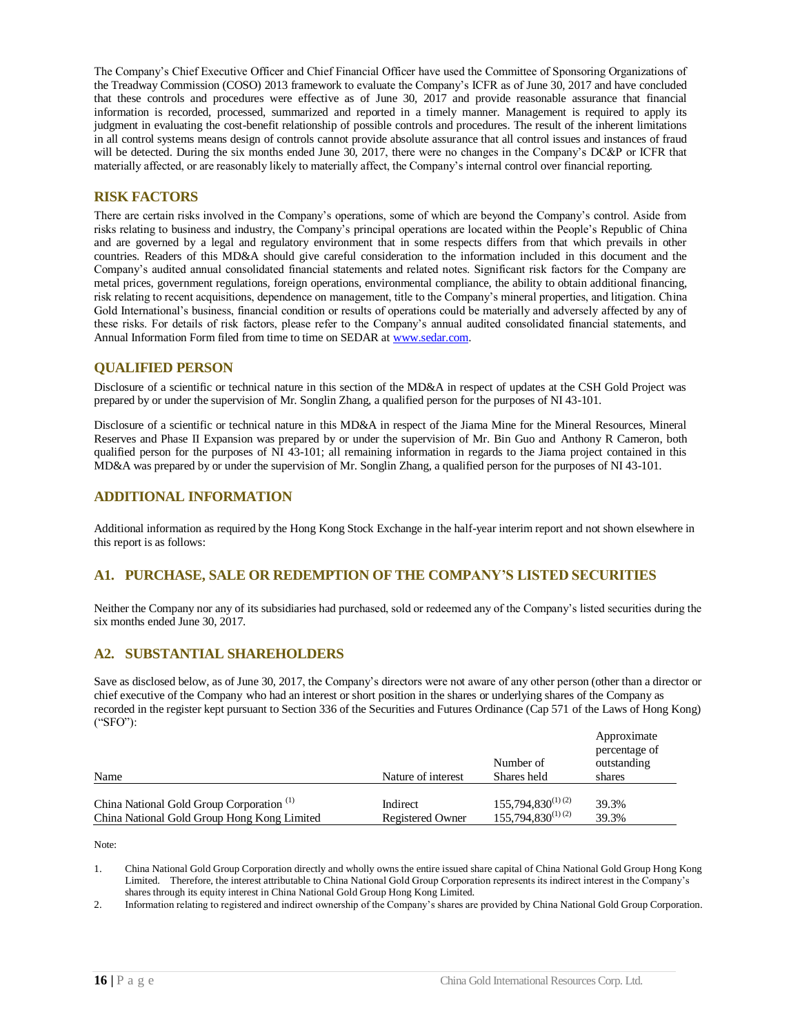The Company's Chief Executive Officer and Chief Financial Officer have used the Committee of Sponsoring Organizations of the Treadway Commission (COSO) 2013 framework to evaluate the Company's ICFR as of June 30, 2017 and have concluded that these controls and procedures were effective as of June 30, 2017 and provide reasonable assurance that financial information is recorded, processed, summarized and reported in a timely manner. Management is required to apply its judgment in evaluating the cost-benefit relationship of possible controls and procedures. The result of the inherent limitations in all control systems means design of controls cannot provide absolute assurance that all control issues and instances of fraud will be detected. During the six months ended June 30, 2017, there were no changes in the Company's DC&P or ICFR that materially affected, or are reasonably likely to materially affect, the Company's internal control over financial reporting.

## RISK FACTORS

There are certain risks involved in the Company's operations, some of which are beyond the Company's control. Aside from risks relating to business and industry, the Company's principal operations are located within the People's Republic of China and are governed by a legal and regulatory environment that in some respects differs from that which prevails in other countries. Readers of this MD&A should give careful consideration to the information included in this document and the Company's audited annual consolidated financial statements and related notes. Significant risk factors for the Company are metal prices, government regulations, foreign operations, environmental compliance, the ability to obtain additional financing, risk relating to recent acquisitions, dependence on management, title to the Company's mineral properties, and litigation. China Gold International's business, financial condition or results of operations could be materially and adversely affected by any of these risks. For details of risk factors, please refer to the Company's annual audited consolidated financial statements, and Annual Information Form filed from time to time on SEDAR at www.sedar.com.

## QUALIFIED PERSON

Disclosure of a scientific or technical nature in this section of the MD&A in respect of updates at the CSH Gold Project was prepared by or under the supervision of Mr. Songlin Zhang, a qualified person for the purposes of NI 43-101.

Disclosure of a scientific or technical nature in this MD&A in respect of the Jiama Mine for the Mineral Resources, Mineral Reserves and Phase II Expansion was prepared by or under the supervision of Mr. Bin Guo and Anthony R Cameron, both qualified person for the purposes of NI 43-101; all remaining information in regards to the Jiama project contained in this MD&A was prepared by or under the supervision of Mr. Songlin Zhang, a qualified person for the purposes of NI 43-101.

## ADDITIONAL INFORMATION

Additional information as required by the Hong Kong Stock Exchange in the half-year interim report and not shown elsewhere in this report is as follows:

## A1. PURCHASE, SALE OR REDEMPTION OF THE COMPANY'S LISTED SECURITIES

Neither the Company nor any of its subsidiaries had purchased, sold or redeemed any of the Company's listed securities during the six months ended June 30, 2017.

## A2. SUBSTANTIAL SHAREHOLDERS

Save as disclosed below, as of June 30, 2017, the Company's directors were not aware of any other person (other than a director or chief executive of the Company who had an interest or short position in the shares or underlying shares of the Company as recorded in the register kept pursuant to Section 336 of the Securities and Futures Ordinance (Cap 571 of the Laws of Hong Kong) ("SFO"):

| Name | Nature of interest | Number of Shares held | Approximate percentage of outstanding shares |
|---|---|---|---|
| China National Gold Group Corporation (1) | Indirect | 155,794,830(1) (2) | 39.3% |
| China National Gold Group Hong Kong Limited | Registered Owner | 155,794,830(1) (2) | 39.3% |

Note:

1. China National Gold Group Corporation directly and wholly owns the entire issued share capital of China National Gold Group Hong Kong Limited. Therefore, the interest attributable to China National Gold Group Corporation represents its indirect interest in the Company's shares through its equity interest in China National Gold Group Hong Kong Limited.
2. Information relating to registered and indirect ownership of the Company's shares are provided by China National Gold Group Corporation.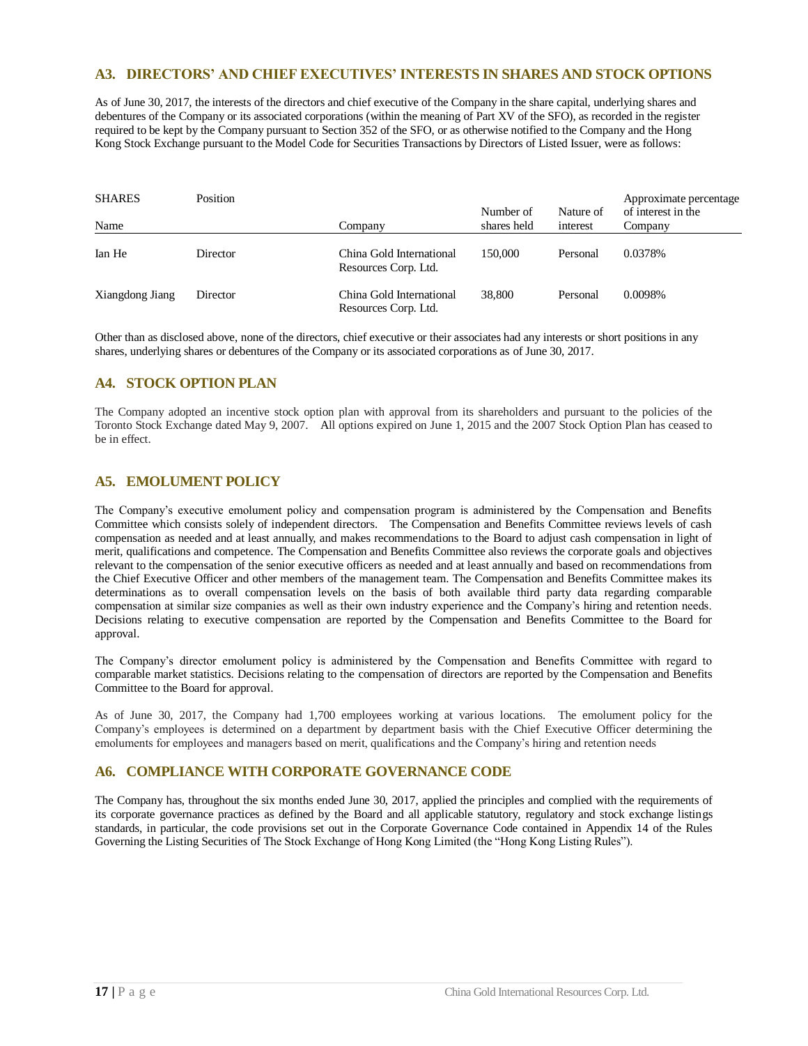## A3. DIRECTORS' AND CHIEF EXECUTIVES' INTERESTS IN SHARES AND STOCK OPTIONS

As of June 30, 2017, the interests of the directors and chief executive of the Company in the share capital, underlying shares and debentures of the Company or its associated corporations (within the meaning of Part XV of the SFO), as recorded in the register required to be kept by the Company pursuant to Section 352 of the SFO, or as otherwise notified to the Company and the Hong Kong Stock Exchange pursuant to the Model Code for Securities Transactions by Directors of Listed Issuer, were as follows:

| SHARES<br>Name | Position | Company | Number of shares held | Nature of interest | Approximate percentage of interest in the Company |
|---|---|---|---|---|---|
| Ian He | Director | China Gold International Resources Corp. Ltd. | 150,000 | Personal | 0.0378% |
| Xiangdong Jiang | Director | China Gold International Resources Corp. Ltd. | 38,800 | Personal | 0.0098% |

Other than as disclosed above, none of the directors, chief executive or their associates had any interests or short positions in any shares, underlying shares or debentures of the Company or its associated corporations as of June 30, 2017.

## A4. STOCK OPTION PLAN

The Company adopted an incentive stock option plan with approval from its shareholders and pursuant to the policies of the Toronto Stock Exchange dated May 9, 2007. All options expired on June 1, 2015 and the 2007 Stock Option Plan has ceased to be in effect.

## A5. EMOLUMENT POLICY

The Company's executive emolument policy and compensation program is administered by the Compensation and Benefits Committee which consists solely of independent directors. The Compensation and Benefits Committee reviews levels of cash compensation as needed and at least annually, and makes recommendations to the Board to adjust cash compensation in light of merit, qualifications and competence. The Compensation and Benefits Committee also reviews the corporate goals and objectives relevant to the compensation of the senior executive officers as needed and at least annually and based on recommendations from the Chief Executive Officer and other members of the management team. The Compensation and Benefits Committee makes its determinations as to overall compensation levels on the basis of both available third party data regarding comparable compensation at similar size companies as well as their own industry experience and the Company's hiring and retention needs. Decisions relating to executive compensation are reported by the Compensation and Benefits Committee to the Board for approval.

The Company's director emolument policy is administered by the Compensation and Benefits Committee with regard to comparable market statistics. Decisions relating to the compensation of directors are reported by the Compensation and Benefits Committee to the Board for approval.

As of June 30, 2017, the Company had 1,700 employees working at various locations. The emolument policy for the Company's employees is determined on a department by department basis with the Chief Executive Officer determining the emoluments for employees and managers based on merit, qualifications and the Company's hiring and retention needs

## A6. COMPLIANCE WITH CORPORATE GOVERNANCE CODE

The Company has, throughout the six months ended June 30, 2017, applied the principles and complied with the requirements of its corporate governance practices as defined by the Board and all applicable statutory, regulatory and stock exchange listings standards, in particular, the code provisions set out in the Corporate Governance Code contained in Appendix 14 of the Rules Governing the Listing Securities of The Stock Exchange of Hong Kong Limited (the "Hong Kong Listing Rules").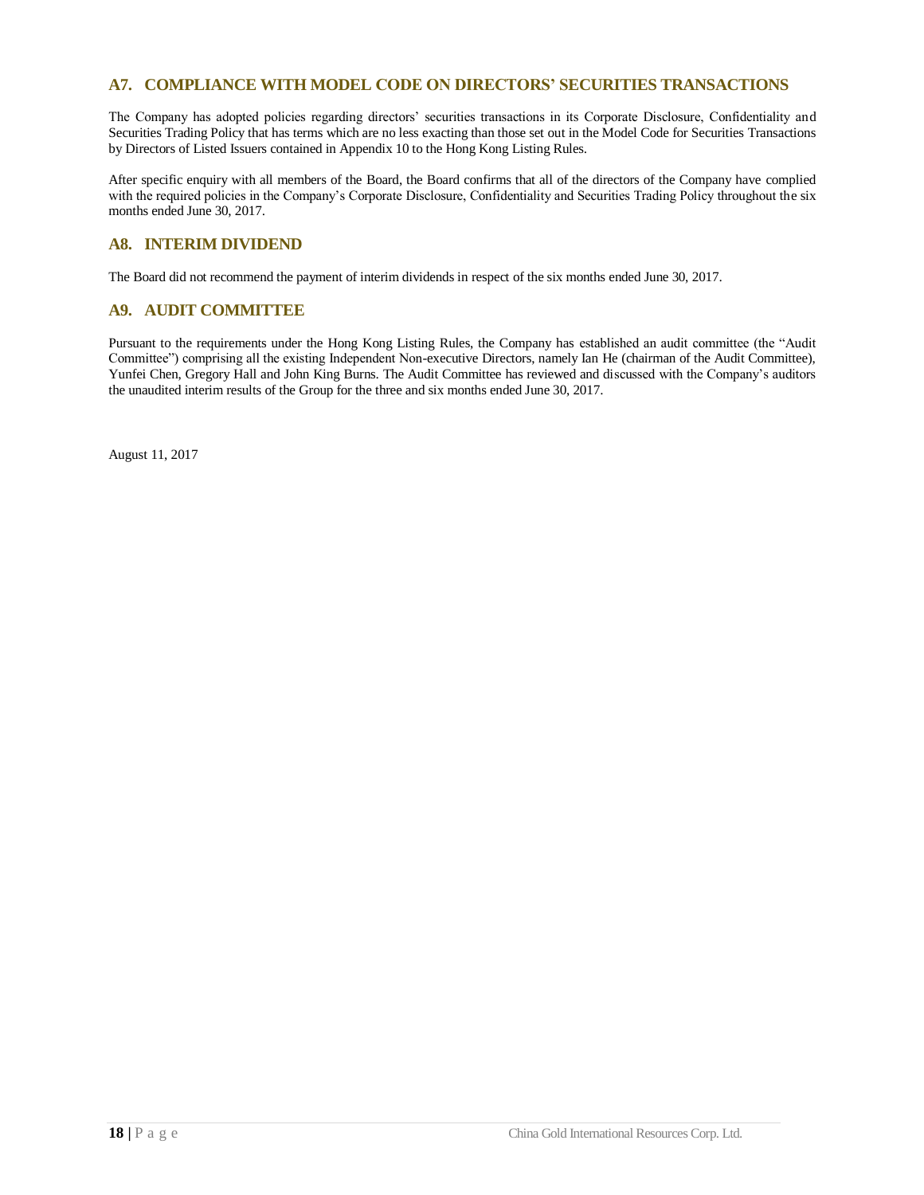## A7. COMPLIANCE WITH MODEL CODE ON DIRECTORS' SECURITIES TRANSACTIONS

The Company has adopted policies regarding directors' securities transactions in its Corporate Disclosure, Confidentiality and Securities Trading Policy that has terms which are no less exacting than those set out in the Model Code for Securities Transactions by Directors of Listed Issuers contained in Appendix 10 to the Hong Kong Listing Rules.

After specific enquiry with all members of the Board, the Board confirms that all of the directors of the Company have complied with the required policies in the Company's Corporate Disclosure, Confidentiality and Securities Trading Policy throughout the six months ended June 30, 2017.

## A8. INTERIM DIVIDEND

The Board did not recommend the payment of interim dividends in respect of the six months ended June 30, 2017.

## A9. AUDIT COMMITTEE

Pursuant to the requirements under the Hong Kong Listing Rules, the Company has established an audit committee (the "Audit Committee") comprising all the existing Independent Non-executive Directors, namely Ian He (chairman of the Audit Committee), Yunfei Chen, Gregory Hall and John King Burns. The Audit Committee has reviewed and discussed with the Company's auditors the unaudited interim results of the Group for the three and six months ended June 30, 2017.

August 11, 2017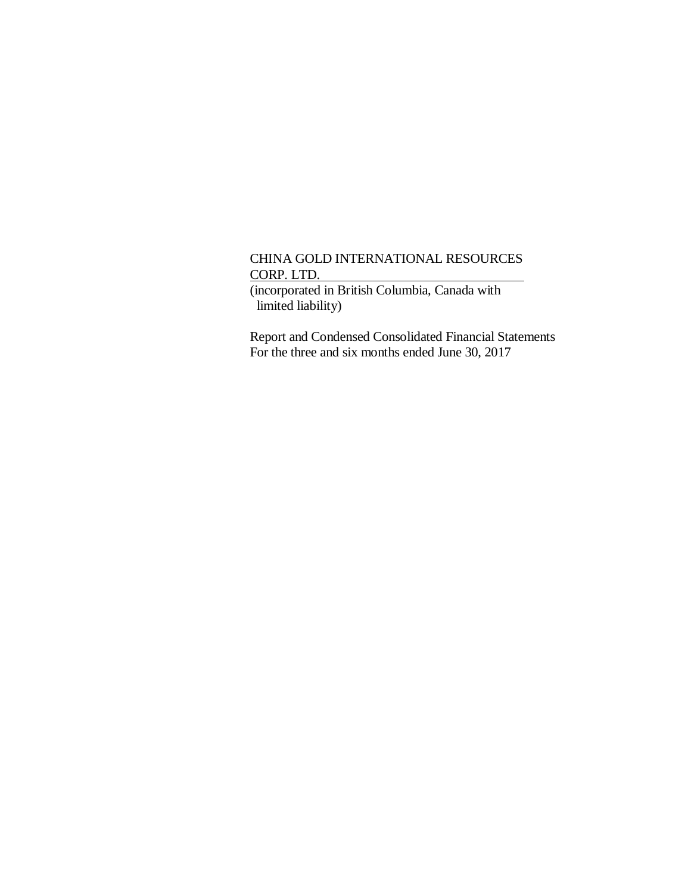CHINA GOLD INTERNATIONAL RESOURCES CORP. LTD.

(incorporated in British Columbia, Canada with limited liability)

Report and Condensed Consolidated Financial Statements
For the three and six months ended June 30, 2017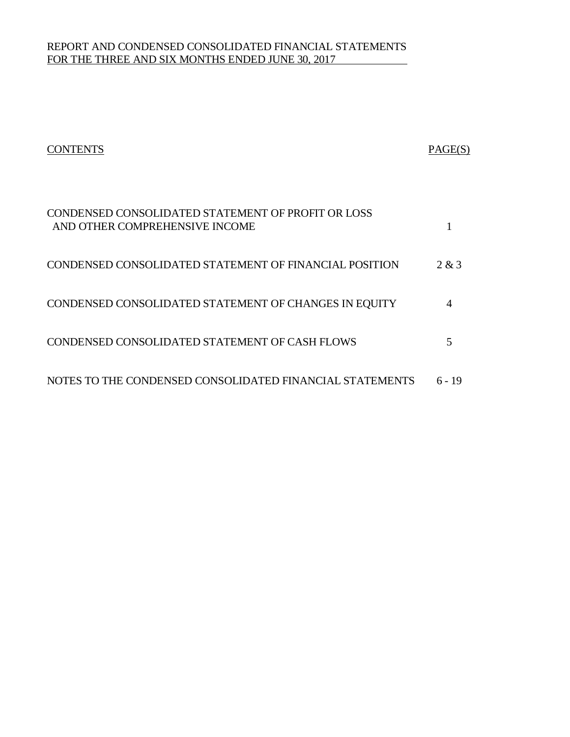REPORT AND CONDENSED CONSOLIDATED FINANCIAL STATEMENTS
FOR THE THREE AND SIX MONTHS ENDED JUNE 30, 2017

| CONTENTS | PAGE(S) |
| --- | --- |
| CONDENSED CONSOLIDATED STATEMENT OF PROFIT OR LOSS AND OTHER COMPREHENSIVE INCOME | 1 |
| CONDENSED CONSOLIDATED STATEMENT OF FINANCIAL POSITION | 2 & 3 |
| CONDENSED CONSOLIDATED STATEMENT OF CHANGES IN EQUITY | 4 |
| CONDENSED CONSOLIDATED STATEMENT OF CASH FLOWS | 5 |
| NOTES TO THE CONDENSED CONSOLIDATED FINANCIAL STATEMENTS | 6 - 19 |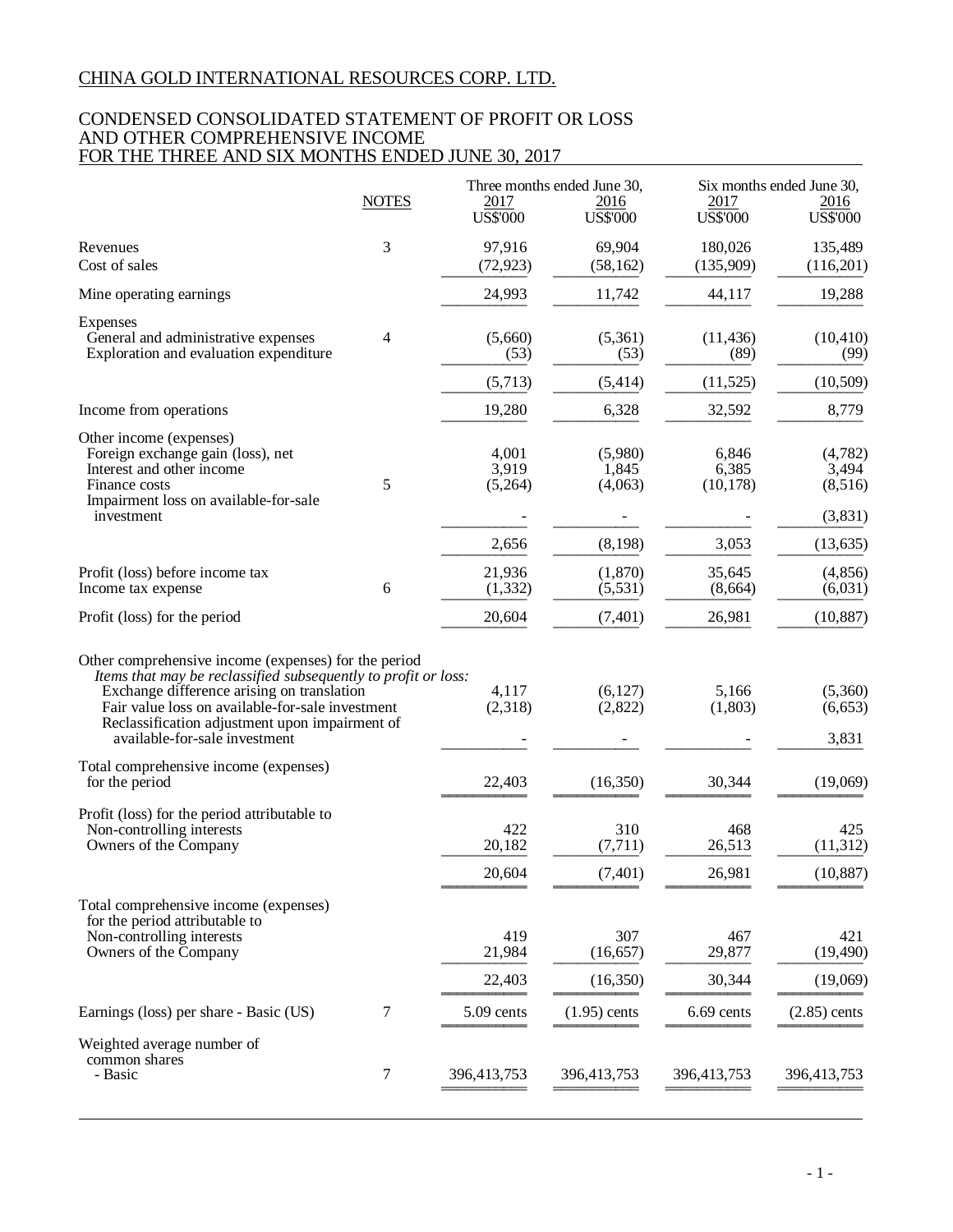CHINA GOLD INTERNATIONAL RESOURCES CORP. LTD.

CONDENSED CONSOLIDATED STATEMENT OF PROFIT OR LOSS AND OTHER COMPREHENSIVE INCOME FOR THE THREE AND SIX MONTHS ENDED JUNE 30, 2017

| | NOTES | Three months ended June 30, | | Six months ended June 30, | |
|---|---|---|---|---|---|
| | | 2017 | 2016 | 2017 | 2016 |
| | | US$'000 | US$'000 | US$'000 | US$'000 |
| Revenues | 3 | 97,916 | 69,904 | 180,026 | 135,489 |
| Cost of sales | | (72,923) | (58,162) | (135,909) | (116,201) |
| Mine operating earnings | | 24,993 | 11,742 | 44,117 | 19,288 |
| Expenses | | | | | |
| General and administrative expenses | 4 | (5,660) | (5,361) | (11,436) | (10,410) |
| Exploration and evaluation expenditure | | (53) | (53) | (89) | (99) |
| | | (5,713) | (5,414) | (11,525) | (10,509) |
| Income from operations | | 19,280 | 6,328 | 32,592 | 8,779 |
| Other income (expenses) | | | | | |
| Foreign exchange gain (loss), net | | 4,001 | (5,980) | 6,846 | (4,782) |
| Interest and other income | | 3,919 | 1,845 | 6,385 | 3,494 |
| Finance costs | 5 | (5,264) | (4,063) | (10,178) | (8,516) |
| Impairment loss on available-for-sale investment | | - | - | - | (3,831) |
| | | 2,656 | (8,198) | 3,053 | (13,635) |
| Profit (loss) before income tax | | 21,936 | (1,870) | 35,645 | (4,856) |
| Income tax expense | 6 | (1,332) | (5,531) | (8,664) | (6,031) |
| Profit (loss) for the period | | 20,604 | (7,401) | 26,981 | (10,887) |
| Other comprehensive income (expenses) for the period | | | | | |
| *Items that may be reclassified subsequently to profit or loss:* | | | | | |
| Exchange difference arising on translation | | 4,117 | (6,127) | 5,166 | (5,360) |
| Fair value loss on available-for-sale investment | | (2,318) | (2,822) | (1,803) | (6,653) |
| Reclassification adjustment upon impairment of available-for-sale investment | | - | - | - | 3,831 |
| Total comprehensive income (expenses) for the period | | 22,403 | (16,350) | 30,344 | (19,069) |
| Profit (loss) for the period attributable to | | | | | |
| Non-controlling interests | | 422 | 310 | 468 | 425 |
| Owners of the Company | | 20,182 | (7,711) | 26,513 | (11,312) |
| | | 20,604 | (7,401) | 26,981 | (10,887) |
| Total comprehensive income (expenses) for the period attributable to | | | | | |
| Non-controlling interests | | 419 | 307 | 467 | 421 |
| Owners of the Company | | 21,984 | (16,657) | 29,877 | (19,490) |
| | | 22,403 | (16,350) | 30,344 | (19,069) |
| Earnings (loss) per share - Basic (US) | 7 | 5.09 cents | (1.95) cents | 6.69 cents | (2.85) cents |
| Weighted average number of common shares - Basic | 7 | 396,413,753 | 396,413,753 | 396,413,753 | 396,413,753 |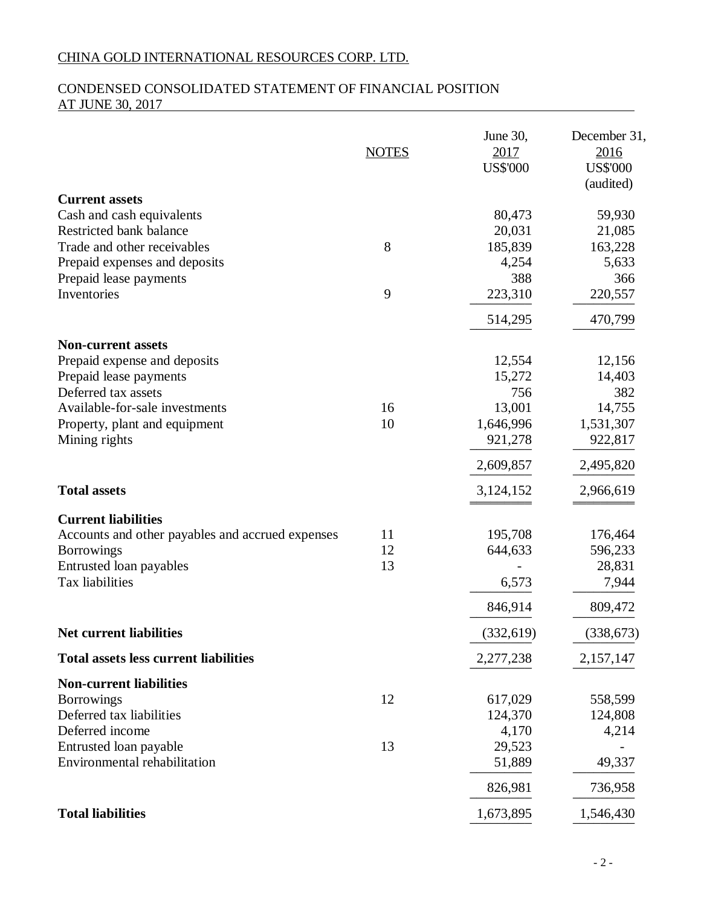CHINA GOLD INTERNATIONAL RESOURCES CORP. LTD.

CONDENSED CONSOLIDATED STATEMENT OF FINANCIAL POSITION
AT JUNE 30, 2017

| | NOTES | June 30, 2017 US$'000 | December 31, 2016 US$'000 (audited) |
|---|---|---|---|
| **Current assets** | | | |
| Cash and cash equivalents | | 80,473 | 59,930 |
| Restricted bank balance | | 20,031 | 21,085 |
| Trade and other receivables | 8 | 185,839 | 163,228 |
| Prepaid expenses and deposits | | 4,254 | 5,633 |
| Prepaid lease payments | | 388 | 366 |
| Inventories | 9 | 223,310 | 220,557 |
| | | 514,295 | 470,799 |
| **Non-current assets** | | | |
| Prepaid expense and deposits | | 12,554 | 12,156 |
| Prepaid lease payments | | 15,272 | 14,403 |
| Deferred tax assets | | 756 | 382 |
| Available-for-sale investments | 16 | 13,001 | 14,755 |
| Property, plant and equipment | 10 | 1,646,996 | 1,531,307 |
| Mining rights | | 921,278 | 922,817 |
| | | 2,609,857 | 2,495,820 |
| **Total assets** | | 3,124,152 | 2,966,619 |
| **Current liabilities** | | | |
| Accounts and other payables and accrued expenses | 11 | 195,708 | 176,464 |
| Borrowings | 12 | 644,633 | 596,233 |
| Entrusted loan payables | 13 | - | 28,831 |
| Tax liabilities | | 6,573 | 7,944 |
| | | 846,914 | 809,472 |
| **Net current liabilities** | | (332,619) | (338,673) |
| **Total assets less current liabilities** | | 2,277,238 | 2,157,147 |
| **Non-current liabilities** | | | |
| Borrowings | 12 | 617,029 | 558,599 |
| Deferred tax liabilities | | 124,370 | 124,808 |
| Deferred income | | 4,170 | 4,214 |
| Entrusted loan payable | 13 | 29,523 | - |
| Environmental rehabilitation | | 51,889 | 49,337 |
| | | 826,981 | 736,958 |
| **Total liabilities** | | 1,673,895 | 1,546,430 |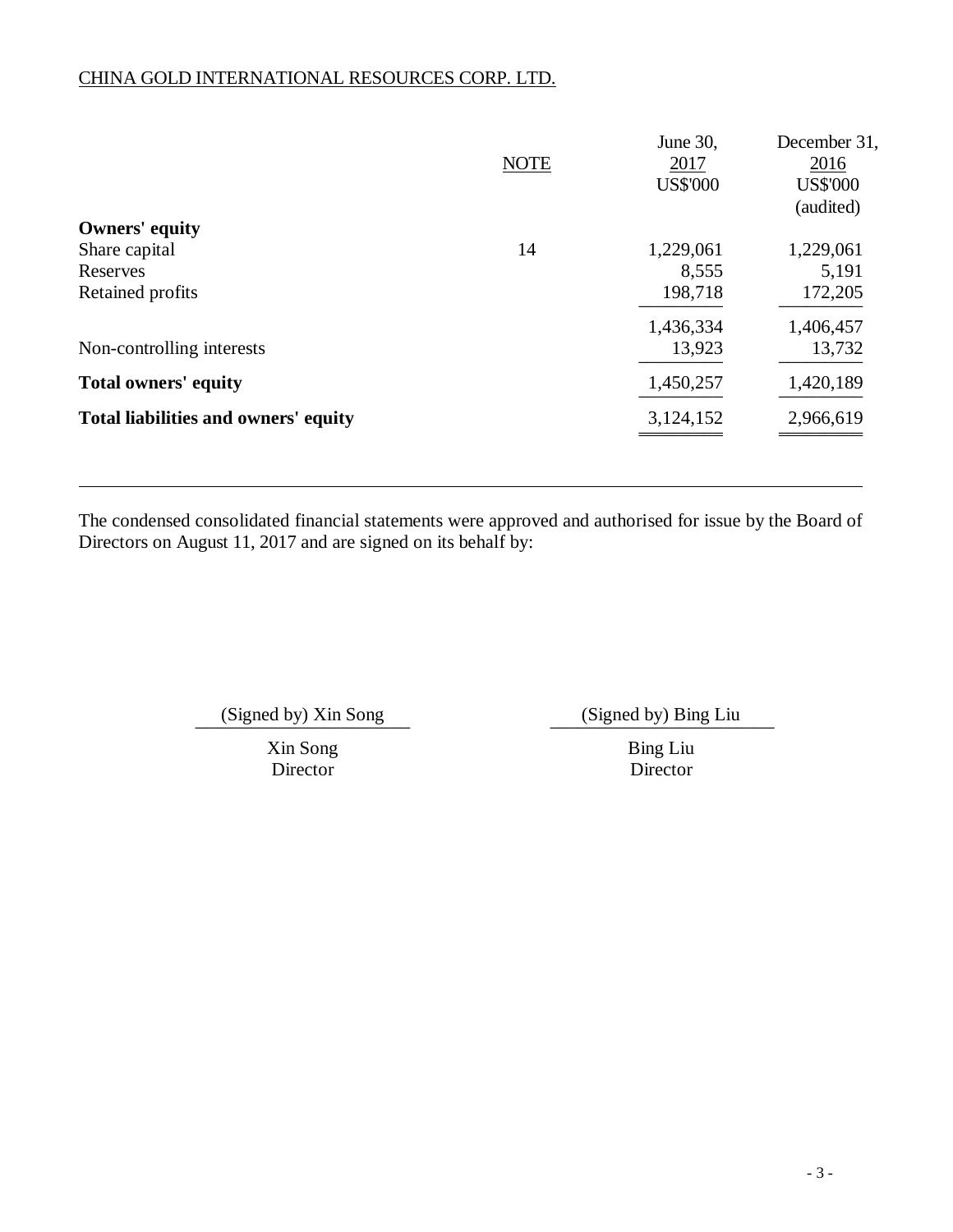CHINA GOLD INTERNATIONAL RESOURCES CORP. LTD.

| | NOTE | June 30, 2017 US$'000 | December 31, 2016 US$'000 (audited) |
|---|---|---|---|
| **Owners' equity** | | | |
| Share capital | 14 | 1,229,061 | 1,229,061 |
| Reserves | | 8,555 | 5,191 |
| Retained profits | | 198,718 | 172,205 |
| | | 1,436,334 | 1,406,457 |
| Non-controlling interests | | 13,923 | 13,732 |
| **Total owners' equity** | | 1,450,257 | 1,420,189 |
| **Total liabilities and owners' equity** | | 3,124,152 | 2,966,619 |

The condensed consolidated financial statements were approved and authorised for issue by the Board of Directors on August 11, 2017 and are signed on its behalf by:

(Signed by) Xin Song
Xin Song
Director

(Signed by) Bing Liu
Bing Liu
Director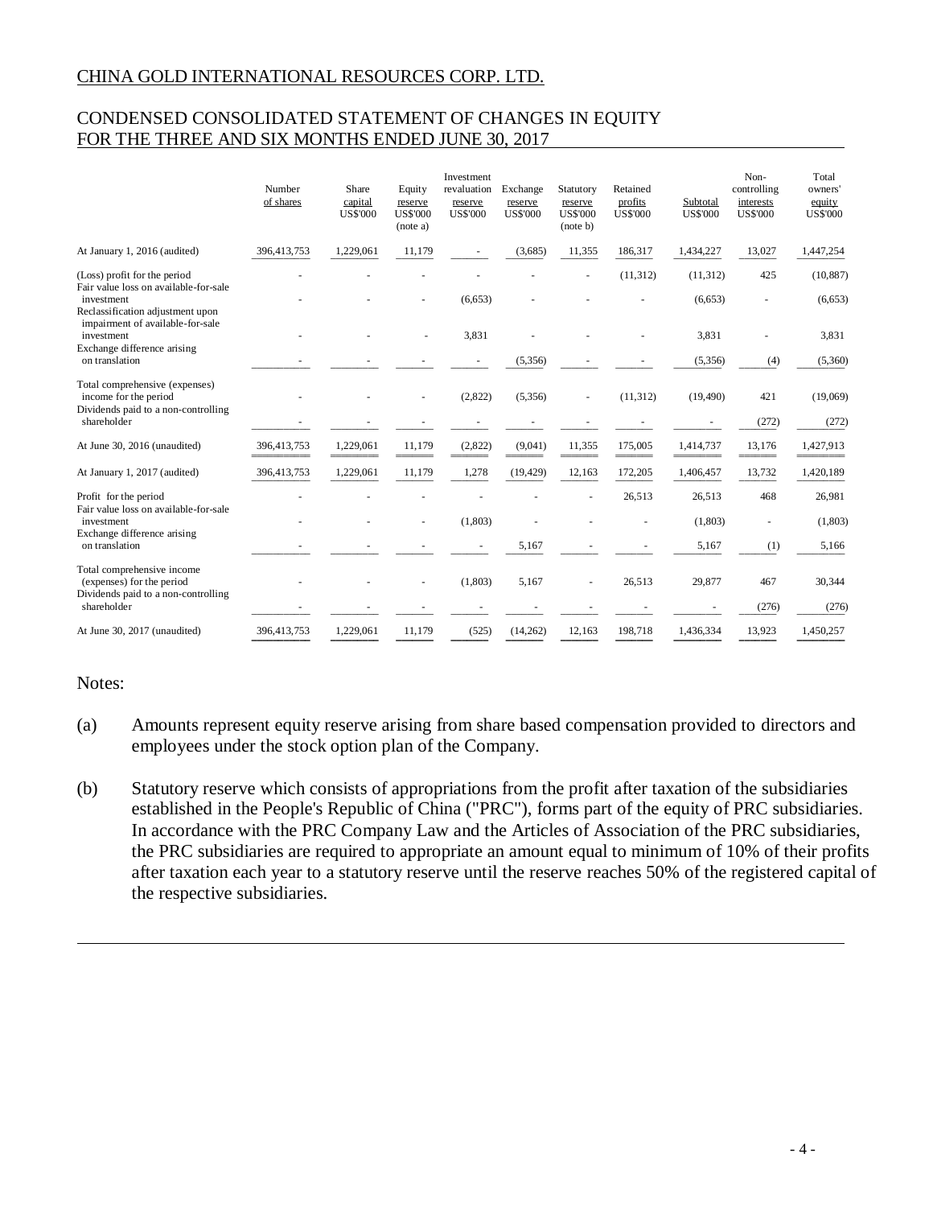CHINA GOLD INTERNATIONAL RESOURCES CORP. LTD.

## CONDENSED CONSOLIDATED STATEMENT OF CHANGES IN EQUITY FOR THE THREE AND SIX MONTHS ENDED JUNE 30, 2017

| | Number of shares | Share capital US$'000 | Equity reserve US$'000 (note a) | Investment revaluation reserve US$'000 | Exchange reserve US$'000 | Statutory reserve US$'000 (note b) | Retained profits US$'000 | Subtotal US$'000 | Non-controlling interests US$'000 | Total owners' equity US$'000 |
|---|---|---|---|---|---|---|---|---|---|---|
| At January 1, 2016 (audited) | 396,413,753 | 1,229,061 | 11,179 | - | (3,685) | 11,355 | 186,317 | 1,434,227 | 13,027 | 1,447,254 |
| (Loss) profit for the period | - | - | - | - | - | - | (11,312) | (11,312) | 425 | (10,887) |
| Fair value loss on available-for-sale investment | - | - | - | (6,653) | - | - | - | (6,653) | - | (6,653) |
| Reclassification adjustment upon impairment of available-for-sale investment | - | - | - | 3,831 | - | - | - | 3,831 | - | 3,831 |
| Exchange difference arising on translation | - | - | - | - | (5,356) | - | - | (5,356) | (4) | (5,360) |
| Total comprehensive (expenses) income for the period | - | - | - | (2,822) | (5,356) | - | (11,312) | (19,490) | 421 | (19,069) |
| Dividends paid to a non-controlling shareholder | - | - | - | - | - | - | - | - | (272) | (272) |
| At June 30, 2016 (unaudited) | 396,413,753 | 1,229,061 | 11,179 | (2,822) | (9,041) | 11,355 | 175,005 | 1,414,737 | 13,176 | 1,427,913 |
| At January 1, 2017 (audited) | 396,413,753 | 1,229,061 | 11,179 | 1,278 | (19,429) | 12,163 | 172,205 | 1,406,457 | 13,732 | 1,420,189 |
| Profit for the period | - | - | - | - | - | - | 26,513 | 26,513 | 468 | 26,981 |
| Fair value loss on available-for-sale investment | - | - | - | (1,803) | - | - | - | (1,803) | - | (1,803) |
| Exchange difference arising on translation | - | - | - | - | 5,167 | - | - | 5,167 | (1) | 5,166 |
| Total comprehensive income (expenses) for the period | - | - | - | (1,803) | 5,167 | - | 26,513 | 29,877 | 467 | 30,344 |
| Dividends paid to a non-controlling shareholder | - | - | - | - | - | - | - | - | (276) | (276) |
| At June 30, 2017 (unaudited) | 396,413,753 | 1,229,061 | 11,179 | (525) | (14,262) | 12,163 | 198,718 | 1,436,334 | 13,923 | 1,450,257 |

Notes:

(a) Amounts represent equity reserve arising from share based compensation provided to directors and employees under the stock option plan of the Company.

(b) Statutory reserve which consists of appropriations from the profit after taxation of the subsidiaries established in the People's Republic of China ("PRC"), forms part of the equity of PRC subsidiaries. In accordance with the PRC Company Law and the Articles of Association of the PRC subsidiaries, the PRC subsidiaries are required to appropriate an amount equal to minimum of 10% of their profits after taxation each year to a statutory reserve until the reserve reaches 50% of the registered capital of the respective subsidiaries.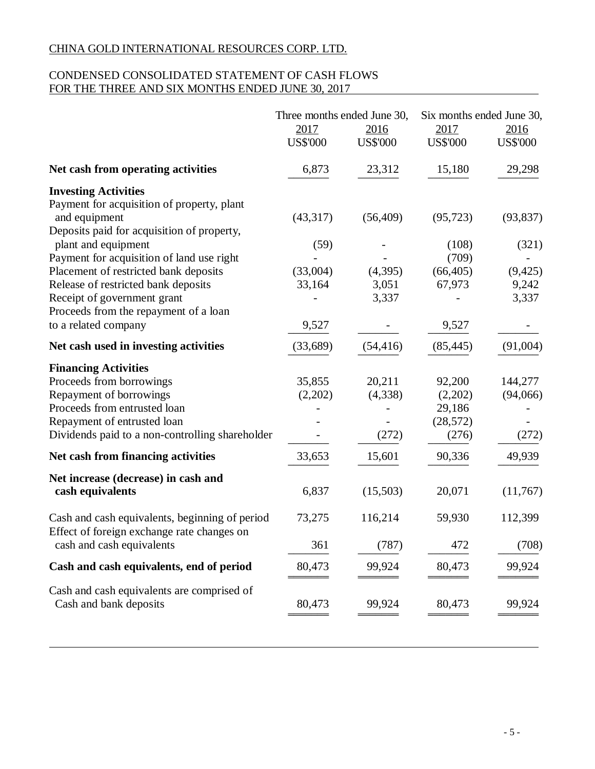CHINA GOLD INTERNATIONAL RESOURCES CORP. LTD.

CONDENSED CONSOLIDATED STATEMENT OF CASH FLOWS
FOR THE THREE AND SIX MONTHS ENDED JUNE 30, 2017

| | Three months ended June 30, | | Six months ended June 30, | |
|---|---|---|---|---|
| | 2017 | 2016 | 2017 | 2016 |
| | US$'000 | US$'000 | US$'000 | US$'000 |
| **Net cash from operating activities** | 6,873 | 23,312 | 15,180 | 29,298 |
| **Investing Activities** | | | | |
| Payment for acquisition of property, plant and equipment | (43,317) | (56,409) | (95,723) | (93,837) |
| Deposits paid for acquisition of property, plant and equipment | (59) | - | (108) | (321) |
| Payment for acquisition of land use right | - | - | (709) | - |
| Placement of restricted bank deposits | (33,004) | (4,395) | (66,405) | (9,425) |
| Release of restricted bank deposits | 33,164 | 3,051 | 67,973 | 9,242 |
| Receipt of government grant | - | 3,337 | - | 3,337 |
| Proceeds from the repayment of a loan to a related company | 9,527 | - | 9,527 | - |
| **Net cash used in investing activities** | (33,689) | (54,416) | (85,445) | (91,004) |
| **Financing Activities** | | | | |
| Proceeds from borrowings | 35,855 | 20,211 | 92,200 | 144,277 |
| Repayment of borrowings | (2,202) | (4,338) | (2,202) | (94,066) |
| Proceeds from entrusted loan | - | - | 29,186 | - |
| Repayment of entrusted loan | - | - | (28,572) | - |
| Dividends paid to a non-controlling shareholder | - | (272) | (276) | (272) |
| **Net cash from financing activities** | 33,653 | 15,601 | 90,336 | 49,939 |
| **Net increase (decrease) in cash and cash equivalents** | 6,837 | (15,503) | 20,071 | (11,767) |
| Cash and cash equivalents, beginning of period | 73,275 | 116,214 | 59,930 | 112,399 |
| Effect of foreign exchange rate changes on cash and cash equivalents | 361 | (787) | 472 | (708) |
| **Cash and cash equivalents, end of period** | 80,473 | 99,924 | 80,473 | 99,924 |
| Cash and cash equivalents are comprised of Cash and bank deposits | 80,473 | 99,924 | 80,473 | 99,924 |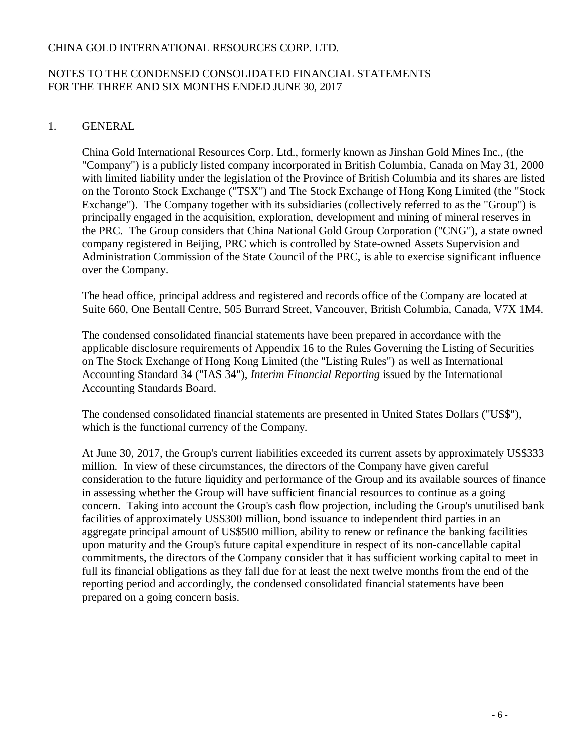CHINA GOLD INTERNATIONAL RESOURCES CORP. LTD.

NOTES TO THE CONDENSED CONSOLIDATED FINANCIAL STATEMENTS
FOR THE THREE AND SIX MONTHS ENDED JUNE 30, 2017

## 1. GENERAL

China Gold International Resources Corp. Ltd., formerly known as Jinshan Gold Mines Inc., (the "Company") is a publicly listed company incorporated in British Columbia, Canada on May 31, 2000 with limited liability under the legislation of the Province of British Columbia and its shares are listed on the Toronto Stock Exchange ("TSX") and The Stock Exchange of Hong Kong Limited (the "Stock Exchange"). The Company together with its subsidiaries (collectively referred to as the "Group") is principally engaged in the acquisition, exploration, development and mining of mineral reserves in the PRC. The Group considers that China National Gold Group Corporation ("CNG"), a state owned company registered in Beijing, PRC which is controlled by State-owned Assets Supervision and Administration Commission of the State Council of the PRC, is able to exercise significant influence over the Company.

The head office, principal address and registered and records office of the Company are located at Suite 660, One Bentall Centre, 505 Burrard Street, Vancouver, British Columbia, Canada, V7X 1M4.

The condensed consolidated financial statements have been prepared in accordance with the applicable disclosure requirements of Appendix 16 to the Rules Governing the Listing of Securities on The Stock Exchange of Hong Kong Limited (the "Listing Rules") as well as International Accounting Standard 34 ("IAS 34"), *Interim Financial Reporting* issued by the International Accounting Standards Board.

The condensed consolidated financial statements are presented in United States Dollars ("US$"), which is the functional currency of the Company.

At June 30, 2017, the Group's current liabilities exceeded its current assets by approximately US$333 million. In view of these circumstances, the directors of the Company have given careful consideration to the future liquidity and performance of the Group and its available sources of finance in assessing whether the Group will have sufficient financial resources to continue as a going concern. Taking into account the Group's cash flow projection, including the Group's unutilised bank facilities of approximately US$300 million, bond issuance to independent third parties in an aggregate principal amount of US$500 million, ability to renew or refinance the banking facilities upon maturity and the Group's future capital expenditure in respect of its non-cancellable capital commitments, the directors of the Company consider that it has sufficient working capital to meet in full its financial obligations as they fall due for at least the next twelve months from the end of the reporting period and accordingly, the condensed consolidated financial statements have been prepared on a going concern basis.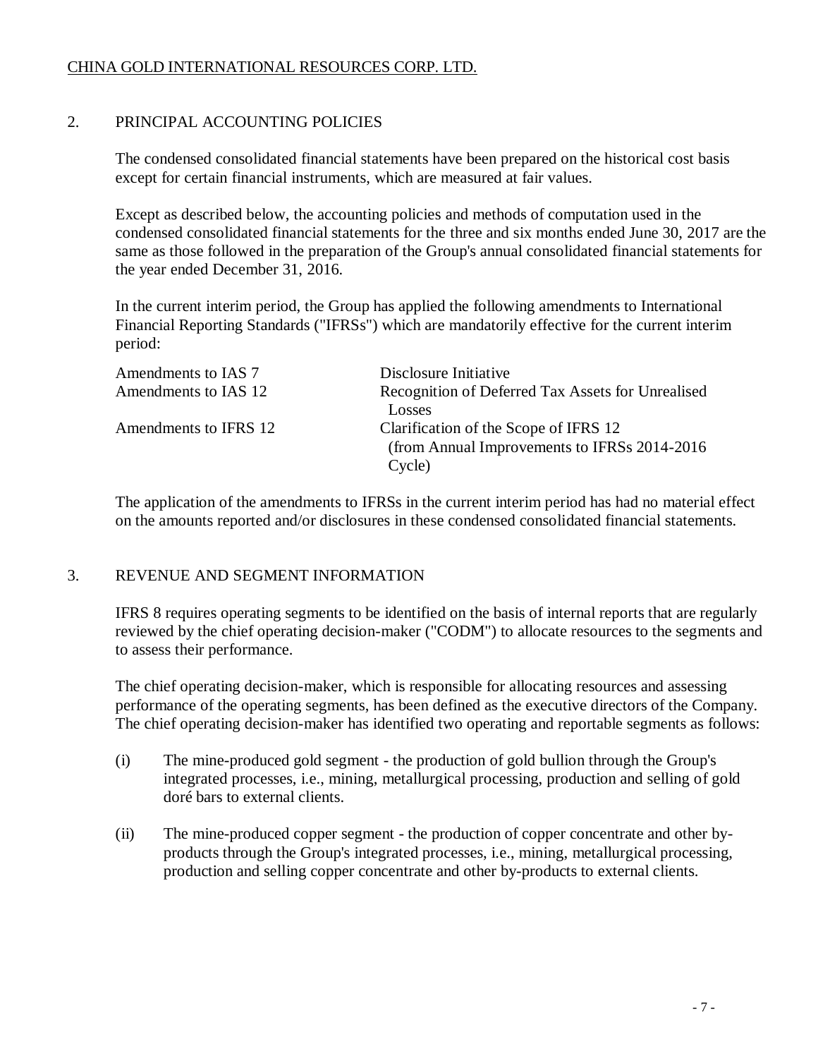## 2. PRINCIPAL ACCOUNTING POLICIES

The condensed consolidated financial statements have been prepared on the historical cost basis except for certain financial instruments, which are measured at fair values.

Except as described below, the accounting policies and methods of computation used in the condensed consolidated financial statements for the three and six months ended June 30, 2017 are the same as those followed in the preparation of the Group's annual consolidated financial statements for the year ended December 31, 2016.

In the current interim period, the Group has applied the following amendments to International Financial Reporting Standards ("IFRSs") which are mandatorily effective for the current interim period:

| | |
|---|---|
| Amendments to IAS 7 | Disclosure Initiative |
| Amendments to IAS 12 | Recognition of Deferred Tax Assets for Unrealised Losses |
| Amendments to IFRS 12 | Clarification of the Scope of IFRS 12 (from Annual Improvements to IFRSs 2014-2016 Cycle) |

The application of the amendments to IFRSs in the current interim period has had no material effect on the amounts reported and/or disclosures in these condensed consolidated financial statements.

## 3. REVENUE AND SEGMENT INFORMATION

IFRS 8 requires operating segments to be identified on the basis of internal reports that are regularly reviewed by the chief operating decision-maker ("CODM") to allocate resources to the segments and to assess their performance.

The chief operating decision-maker, which is responsible for allocating resources and assessing performance of the operating segments, has been defined as the executive directors of the Company. The chief operating decision-maker has identified two operating and reportable segments as follows:

(i) The mine-produced gold segment - the production of gold bullion through the Group's integrated processes, i.e., mining, metallurgical processing, production and selling of gold doré bars to external clients.

(ii) The mine-produced copper segment - the production of copper concentrate and other by-products through the Group's integrated processes, i.e., mining, metallurgical processing, production and selling copper concentrate and other by-products to external clients.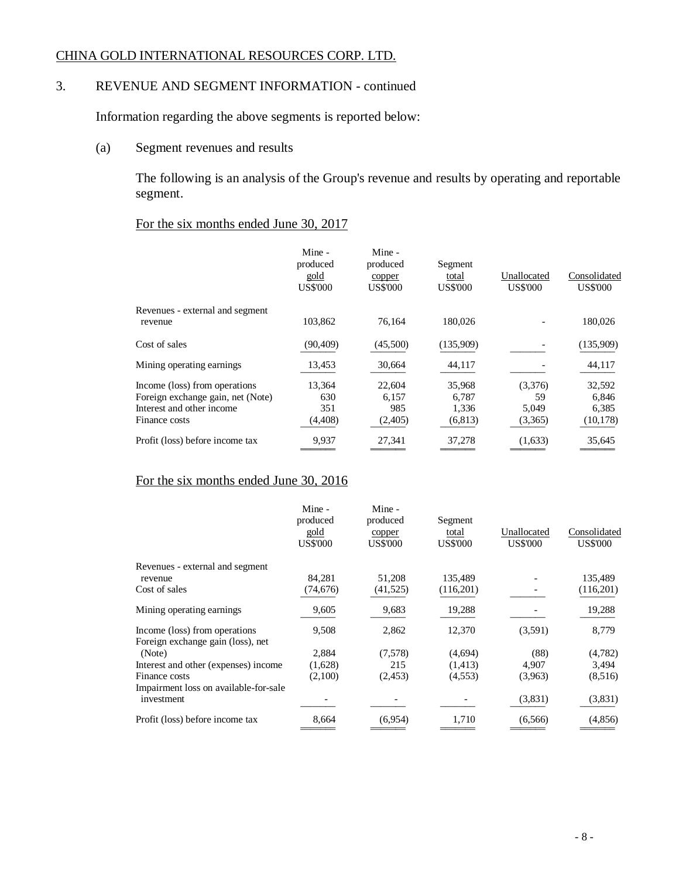CHINA GOLD INTERNATIONAL RESOURCES CORP. LTD.

## 3. REVENUE AND SEGMENT INFORMATION - continued

Information regarding the above segments is reported below:

### (a) Segment revenues and results

The following is an analysis of the Group's revenue and results by operating and reportable segment.

For the six months ended June 30, 2017

| | Mine - produced gold US$'000 | Mine - produced copper US$'000 | Segment total US$'000 | Unallocated US$'000 | Consolidated US$'000 |
|---|---|---|---|---|---|
| Revenues - external and segment revenue | 103,862 | 76,164 | 180,026 | - | 180,026 |
| Cost of sales | (90,409) | (45,500) | (135,909) | - | (135,909) |
| Mining operating earnings | 13,453 | 30,664 | 44,117 | - | 44,117 |
| Income (loss) from operations | 13,364 | 22,604 | 35,968 | (3,376) | 32,592 |
| Foreign exchange gain, net (Note) | 630 | 6,157 | 6,787 | 59 | 6,846 |
| Interest and other income | 351 | 985 | 1,336 | 5,049 | 6,385 |
| Finance costs | (4,408) | (2,405) | (6,813) | (3,365) | (10,178) |
| Profit (loss) before income tax | 9,937 | 27,341 | 37,278 | (1,633) | 35,645 |

For the six months ended June 30, 2016

| | Mine - produced gold US$'000 | Mine - produced copper US$'000 | Segment total US$'000 | Unallocated US$'000 | Consolidated US$'000 |
|---|---|---|---|---|---|
| Revenues - external and segment revenue | 84,281 | 51,208 | 135,489 | - | 135,489 |
| Cost of sales | (74,676) | (41,525) | (116,201) | - | (116,201) |
| Mining operating earnings | 9,605 | 9,683 | 19,288 | - | 19,288 |
| Income (loss) from operations | 9,508 | 2,862 | 12,370 | (3,591) | 8,779 |
| Foreign exchange gain (loss), net (Note) | 2,884 | (7,578) | (4,694) | (88) | (4,782) |
| Interest and other (expenses) income | (1,628) | 215 | (1,413) | 4,907 | 3,494 |
| Finance costs | (2,100) | (2,453) | (4,553) | (3,963) | (8,516) |
| Impairment loss on available-for-sale investment | - | - | - | (3,831) | (3,831) |
| Profit (loss) before income tax | 8,664 | (6,954) | 1,710 | (6,566) | (4,856) |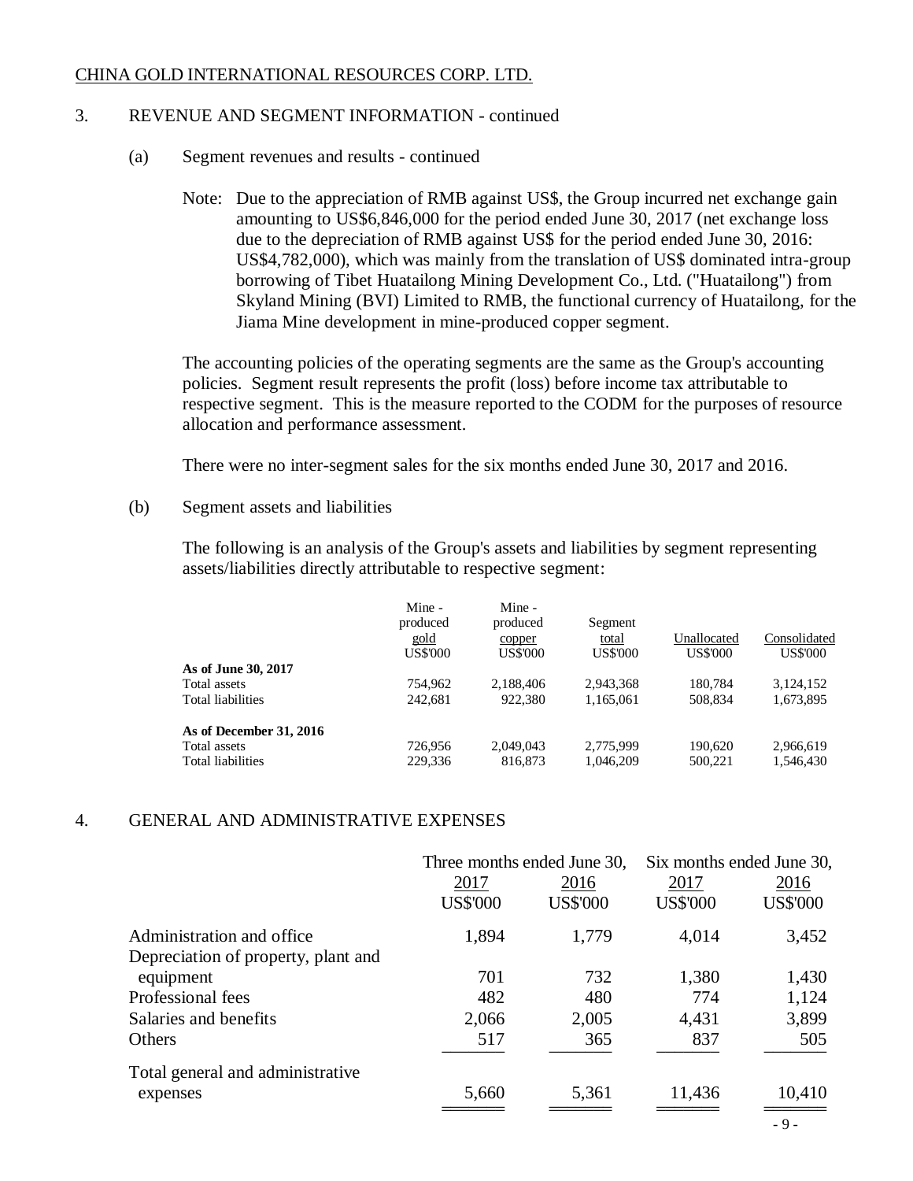CHINA GOLD INTERNATIONAL RESOURCES CORP. LTD.

## 3. REVENUE AND SEGMENT INFORMATION - continued

### (a) Segment revenues and results - continued

Note: Due to the appreciation of RMB against US$, the Group incurred net exchange gain amounting to US$6,846,000 for the period ended June 30, 2017 (net exchange loss due to the depreciation of RMB against US$ for the period ended June 30, 2016: US$4,782,000), which was mainly from the translation of US$ dominated intra-group borrowing of Tibet Huatailong Mining Development Co., Ltd. ("Huatailong") from Skyland Mining (BVI) Limited to RMB, the functional currency of Huatailong, for the Jiama Mine development in mine-produced copper segment.

The accounting policies of the operating segments are the same as the Group's accounting policies. Segment result represents the profit (loss) before income tax attributable to respective segment. This is the measure reported to the CODM for the purposes of resource allocation and performance assessment.

There were no inter-segment sales for the six months ended June 30, 2017 and 2016.

### (b) Segment assets and liabilities

The following is an analysis of the Group's assets and liabilities by segment representing assets/liabilities directly attributable to respective segment:

| | Mine - produced gold | Mine - produced copper | Segment total | Unallocated | Consolidated |
|---|---|---|---|---|---|
| | US$'000 | US$'000 | US$'000 | US$'000 | US$'000 |
| **As of June 30, 2017** | | | | | |
| Total assets | 754,962 | 2,188,406 | 2,943,368 | 180,784 | 3,124,152 |
| Total liabilities | 242,681 | 922,380 | 1,165,061 | 508,834 | 1,673,895 |
| **As of December 31, 2016** | | | | | |
| Total assets | 726,956 | 2,049,043 | 2,775,999 | 190,620 | 2,966,619 |
| Total liabilities | 229,336 | 816,873 | 1,046,209 | 500,221 | 1,546,430 |

## 4. GENERAL AND ADMINISTRATIVE EXPENSES

| | Three months ended June 30, | | Six months ended June 30, | |
|---|---|---|---|---|
| | 2017 | 2016 | 2017 | 2016 |
| | US$'000 | US$'000 | US$'000 | US$'000 |
| Administration and office | 1,894 | 1,779 | 4,014 | 3,452 |
| Depreciation of property, plant and equipment | 701 | 732 | 1,380 | 1,430 |
| Professional fees | 482 | 480 | 774 | 1,124 |
| Salaries and benefits | 2,066 | 2,005 | 4,431 | 3,899 |
| Others | 517 | 365 | 837 | 505 |
| Total general and administrative expenses | 5,660 | 5,361 | 11,436 | 10,410 |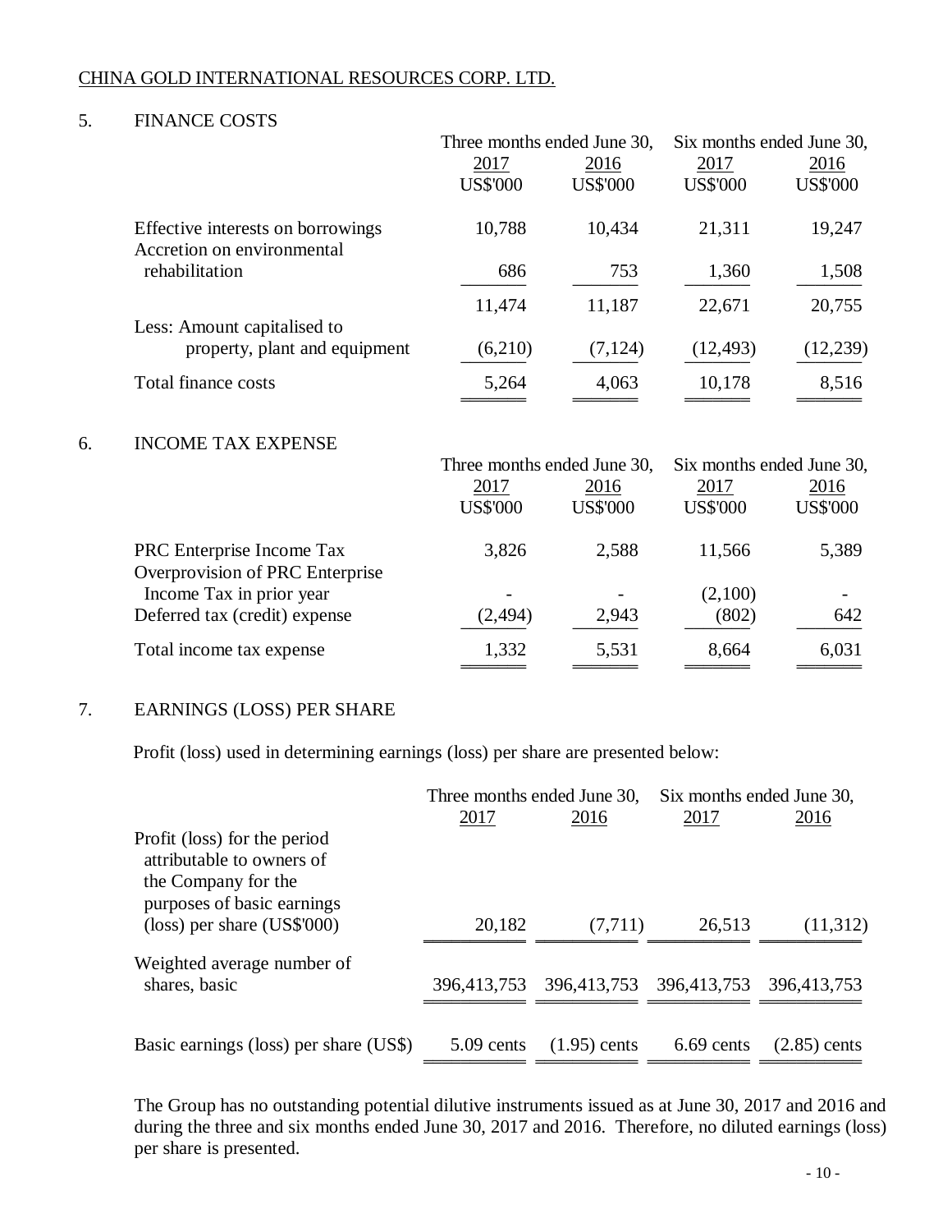CHINA GOLD INTERNATIONAL RESOURCES CORP. LTD.

## 5. FINANCE COSTS

| | Three months ended June 30, | | Six months ended June 30, | |
|---|---|---|---|---|
| | 2017 | 2016 | 2017 | 2016 |
| | US$'000 | US$'000 | US$'000 | US$'000 |
| Effective interests on borrowings | 10,788 | 10,434 | 21,311 | 19,247 |
| Accretion on environmental rehabilitation | 686 | 753 | 1,360 | 1,508 |
| | 11,474 | 11,187 | 22,671 | 20,755 |
| Less: Amount capitalised to property, plant and equipment | (6,210) | (7,124) | (12,493) | (12,239) |
| Total finance costs | 5,264 | 4,063 | 10,178 | 8,516 |

## 6. INCOME TAX EXPENSE

| | Three months ended June 30, | | Six months ended June 30, | |
|---|---|---|---|---|
| | 2017 | 2016 | 2017 | 2016 |
| | US$'000 | US$'000 | US$'000 | US$'000 |
| PRC Enterprise Income Tax | 3,826 | 2,588 | 11,566 | 5,389 |
| Overprovision of PRC Enterprise Income Tax in prior year | - | - | (2,100) | - |
| Deferred tax (credit) expense | (2,494) | 2,943 | (802) | 642 |
| Total income tax expense | 1,332 | 5,531 | 8,664 | 6,031 |

## 7. EARNINGS (LOSS) PER SHARE

Profit (loss) used in determining earnings (loss) per share are presented below:

| | Three months ended June 30, | | Six months ended June 30, | |
|---|---|---|---|---|
| | 2017 | 2016 | 2017 | 2016 |
| Profit (loss) for the period attributable to owners of the Company for the purposes of basic earnings (loss) per share (US$'000) | 20,182 | (7,711) | 26,513 | (11,312) |
| Weighted average number of shares, basic | 396,413,753 | 396,413,753 | 396,413,753 | 396,413,753 |
| Basic earnings (loss) per share (US$) | 5.09 cents | (1.95) cents | 6.69 cents | (2.85) cents |

The Group has no outstanding potential dilutive instruments issued as at June 30, 2017 and 2016 and during the three and six months ended June 30, 2017 and 2016. Therefore, no diluted earnings (loss) per share is presented.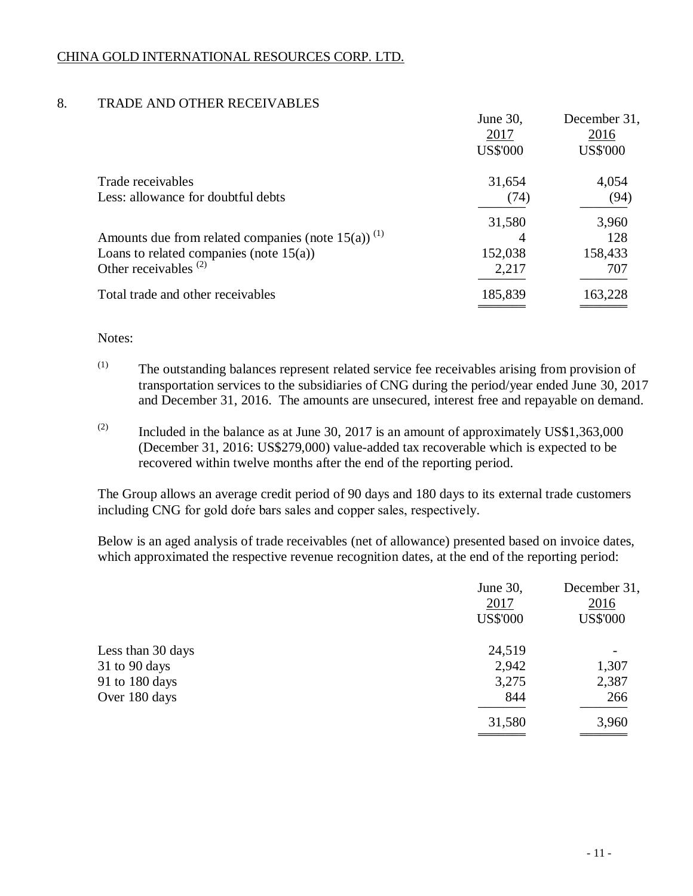CHINA GOLD INTERNATIONAL RESOURCES CORP. LTD.

## 8. TRADE AND OTHER RECEIVABLES

| | June 30, 2017 US$'000 | December 31, 2016 US$'000 |
|---|---|---|
| Trade receivables | 31,654 | 4,054 |
| Less: allowance for doubtful debts | (74) | (94) |
| | 31,580 | 3,960 |
| Amounts due from related companies (note 15(a)) [(1)] | 4 | 128 |
| Loans to related companies (note 15(a)) | 152,038 | 158,433 |
| Other receivables [(2)] | 2,217 | 707 |
| Total trade and other receivables | 185,839 | 163,228 |

Notes:

(1) The outstanding balances represent related service fee receivables arising from provision of transportation services to the subsidiaries of CNG during the period/year ended June 30, 2017 and December 31, 2016. The amounts are unsecured, interest free and repayable on demand.

(2) Included in the balance as at June 30, 2017 is an amount of approximately US$1,363,000 (December 31, 2016: US$279,000) value-added tax recoverable which is expected to be recovered within twelve months after the end of the reporting period.

The Group allows an average credit period of 90 days and 180 days to its external trade customers including CNG for gold doré bars sales and copper sales, respectively.

Below is an aged analysis of trade receivables (net of allowance) presented based on invoice dates, which approximated the respective revenue recognition dates, at the end of the reporting period:

| | June 30, 2017 US$'000 | December 31, 2016 US$'000 |
|---|---|---|
| Less than 30 days | 24,519 | - |
| 31 to 90 days | 2,942 | 1,307 |
| 91 to 180 days | 3,275 | 2,387 |
| Over 180 days | 844 | 266 |
| | 31,580 | 3,960 |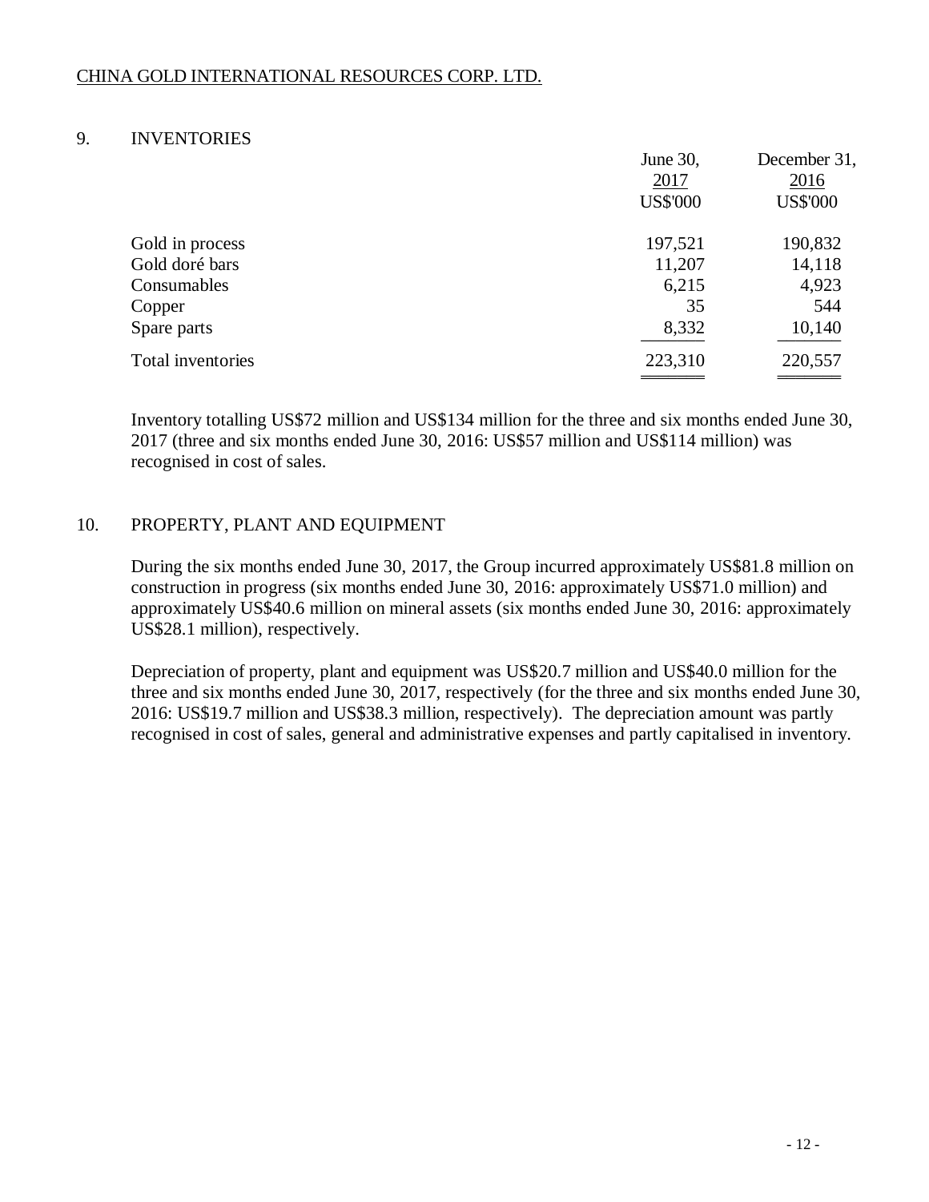CHINA GOLD INTERNATIONAL RESOURCES CORP. LTD.

## 9. INVENTORIES

| | June 30, 2017 US$'000 | December 31, 2016 US$'000 |
|---|---|---|
| Gold in process | 197,521 | 190,832 |
| Gold doré bars | 11,207 | 14,118 |
| Consumables | 6,215 | 4,923 |
| Copper | 35 | 544 |
| Spare parts | 8,332 | 10,140 |
| Total inventories | 223,310 | 220,557 |

Inventory totalling US$72 million and US$134 million for the three and six months ended June 30, 2017 (three and six months ended June 30, 2016: US$57 million and US$114 million) was recognised in cost of sales.

## 10. PROPERTY, PLANT AND EQUIPMENT

During the six months ended June 30, 2017, the Group incurred approximately US$81.8 million on construction in progress (six months ended June 30, 2016: approximately US$71.0 million) and approximately US$40.6 million on mineral assets (six months ended June 30, 2016: approximately US$28.1 million), respectively.

Depreciation of property, plant and equipment was US$20.7 million and US$40.0 million for the three and six months ended June 30, 2017, respectively (for the three and six months ended June 30, 2016: US$19.7 million and US$38.3 million, respectively). The depreciation amount was partly recognised in cost of sales, general and administrative expenses and partly capitalised in inventory.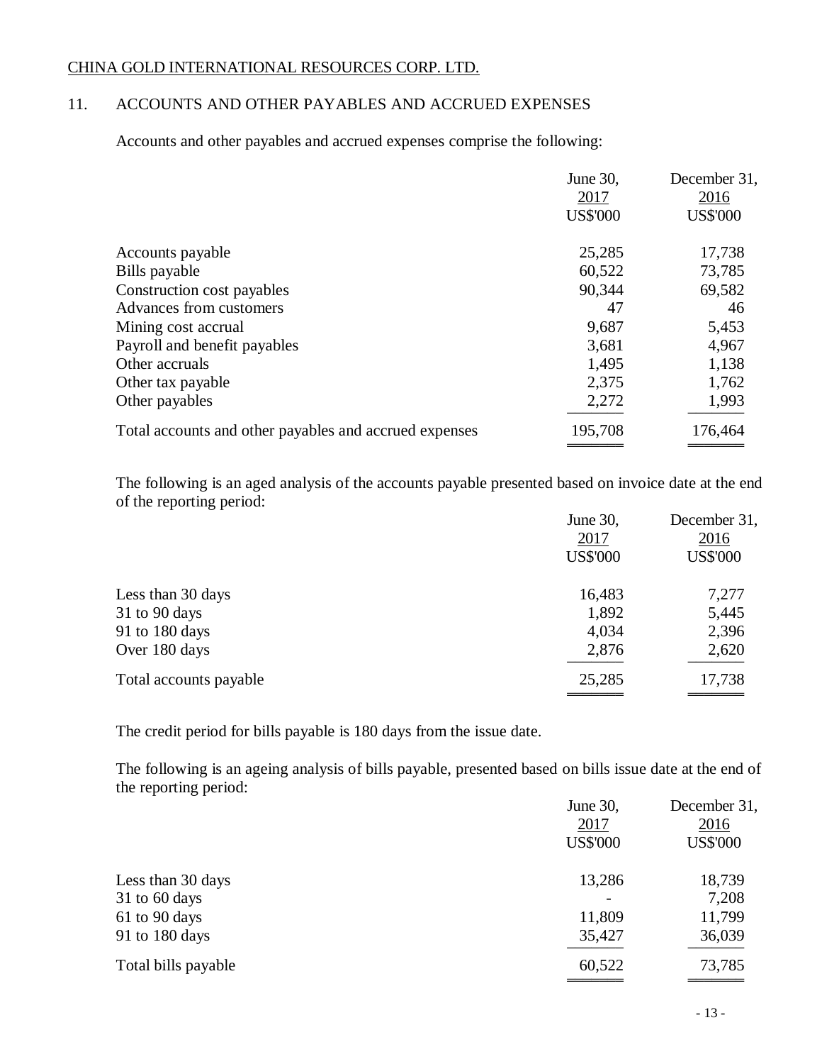CHINA GOLD INTERNATIONAL RESOURCES CORP. LTD.

## 11. ACCOUNTS AND OTHER PAYABLES AND ACCRUED EXPENSES

Accounts and other payables and accrued expenses comprise the following:

| | June 30, 2017 US$'000 | December 31, 2016 US$'000 |
|---|---|---|
| Accounts payable | 25,285 | 17,738 |
| Bills payable | 60,522 | 73,785 |
| Construction cost payables | 90,344 | 69,582 |
| Advances from customers | 47 | 46 |
| Mining cost accrual | 9,687 | 5,453 |
| Payroll and benefit payables | 3,681 | 4,967 |
| Other accruals | 1,495 | 1,138 |
| Other tax payable | 2,375 | 1,762 |
| Other payables | 2,272 | 1,993 |
| Total accounts and other payables and accrued expenses | 195,708 | 176,464 |

The following is an aged analysis of the accounts payable presented based on invoice date at the end of the reporting period:

| | June 30, 2017 US$'000 | December 31, 2016 US$'000 |
|---|---|---|
| Less than 30 days | 16,483 | 7,277 |
| 31 to 90 days | 1,892 | 5,445 |
| 91 to 180 days | 4,034 | 2,396 |
| Over 180 days | 2,876 | 2,620 |
| Total accounts payable | 25,285 | 17,738 |

The credit period for bills payable is 180 days from the issue date.

The following is an ageing analysis of bills payable, presented based on bills issue date at the end of the reporting period:

| | June 30, 2017 US$'000 | December 31, 2016 US$'000 |
|---|---|---|
| Less than 30 days | 13,286 | 18,739 |
| 31 to 60 days | - | 7,208 |
| 61 to 90 days | 11,809 | 11,799 |
| 91 to 180 days | 35,427 | 36,039 |
| Total bills payable | 60,522 | 73,785 |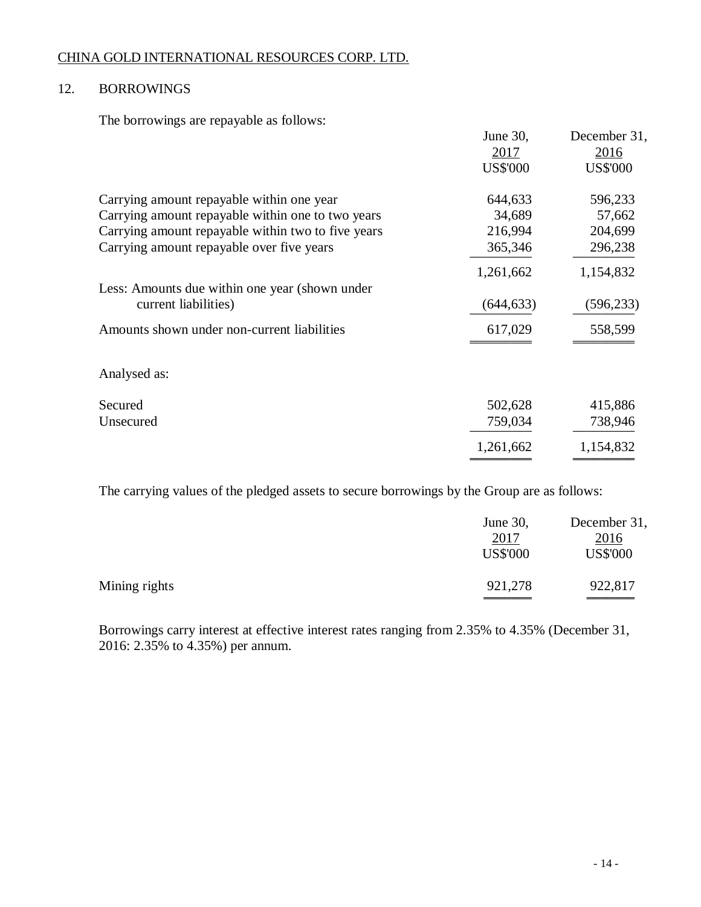CHINA GOLD INTERNATIONAL RESOURCES CORP. LTD.

## 12. BORROWINGS

The borrowings are repayable as follows:

| | June 30, 2017 US$'000 | December 31, 2016 US$'000 |
|---|---|---|
| Carrying amount repayable within one year | 644,633 | 596,233 |
| Carrying amount repayable within one to two years | 34,689 | 57,662 |
| Carrying amount repayable within two to five years | 216,994 | 204,699 |
| Carrying amount repayable over five years | 365,346 | 296,238 |
| | 1,261,662 | 1,154,832 |
| Less: Amounts due within one year (shown under current liabilities) | (644,633) | (596,233) |
| Amounts shown under non-current liabilities | 617,029 | 558,599 |
| Analysed as: | | |
| Secured | 502,628 | 415,886 |
| Unsecured | 759,034 | 738,946 |
| | 1,261,662 | 1,154,832 |

The carrying values of the pledged assets to secure borrowings by the Group are as follows:

| | June 30, 2017 US$'000 | December 31, 2016 US$'000 |
|---|---|---|
| Mining rights | 921,278 | 922,817 |

Borrowings carry interest at effective interest rates ranging from 2.35% to 4.35% (December 31, 2016: 2.35% to 4.35%) per annum.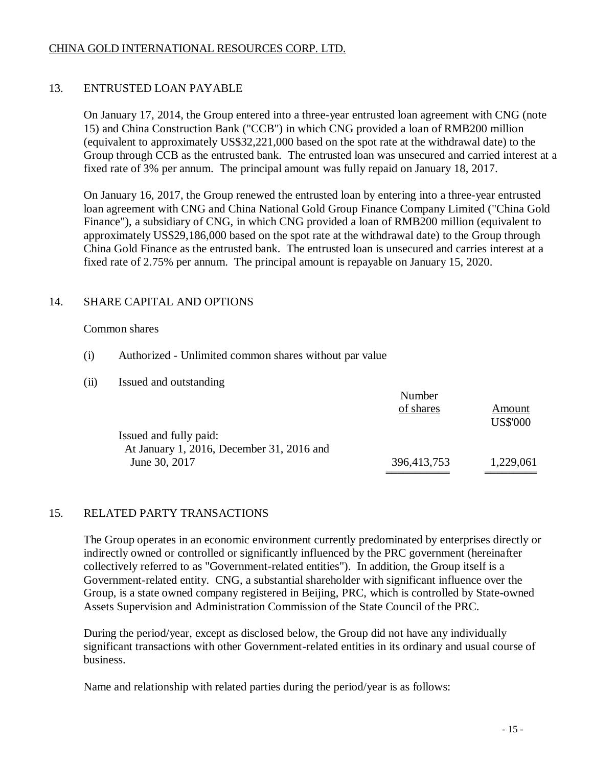## 13. ENTRUSTED LOAN PAYABLE

On January 17, 2014, the Group entered into a three-year entrusted loan agreement with CNG (note 15) and China Construction Bank ("CCB") in which CNG provided a loan of RMB200 million (equivalent to approximately US$32,221,000 based on the spot rate at the withdrawal date) to the Group through CCB as the entrusted bank. The entrusted loan was unsecured and carried interest at a fixed rate of 3% per annum. The principal amount was fully repaid on January 18, 2017.

On January 16, 2017, the Group renewed the entrusted loan by entering into a three-year entrusted loan agreement with CNG and China National Gold Group Finance Company Limited ("China Gold Finance"), a subsidiary of CNG, in which CNG provided a loan of RMB200 million (equivalent to approximately US$29,186,000 based on the spot rate at the withdrawal date) to the Group through China Gold Finance as the entrusted bank. The entrusted loan is unsecured and carries interest at a fixed rate of 2.75% per annum. The principal amount is repayable on January 15, 2020.

## 14. SHARE CAPITAL AND OPTIONS

Common shares

(i) Authorized - Unlimited common shares without par value

(ii) Issued and outstanding

| | Number of shares | Amount |
|---|---|---|
| | | US$'000 |
| Issued and fully paid: | | |
| At January 1, 2016, December 31, 2016 and June 30, 2017 | 396,413,753 | 1,229,061 |

## 15. RELATED PARTY TRANSACTIONS

The Group operates in an economic environment currently predominated by enterprises directly or indirectly owned or controlled or significantly influenced by the PRC government (hereinafter collectively referred to as "Government-related entities"). In addition, the Group itself is a Government-related entity. CNG, a substantial shareholder with significant influence over the Group, is a state owned company registered in Beijing, PRC, which is controlled by State-owned Assets Supervision and Administration Commission of the State Council of the PRC.

During the period/year, except as disclosed below, the Group did not have any individually significant transactions with other Government-related entities in its ordinary and usual course of business.

Name and relationship with related parties during the period/year is as follows: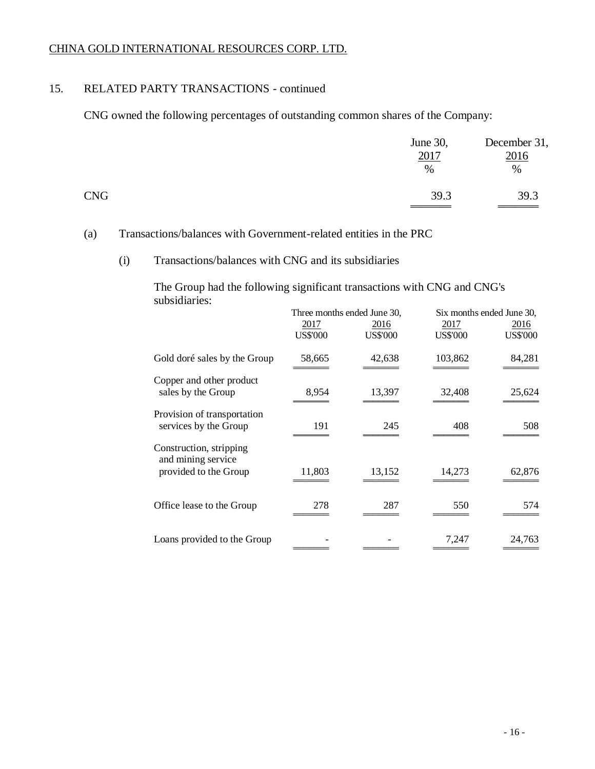CHINA GOLD INTERNATIONAL RESOURCES CORP. LTD.

## 15. RELATED PARTY TRANSACTIONS - continued

CNG owned the following percentages of outstanding common shares of the Company:

| | June 30, 2017 | December 31, 2016 |
|---|---|---|
| | % | % |
| CNG | 39.3 | 39.3 |

(a) Transactions/balances with Government-related entities in the PRC

(i) Transactions/balances with CNG and its subsidiaries

The Group had the following significant transactions with CNG and CNG's subsidiaries:

| | Three months ended June 30, | | Six months ended June 30, | |
|---|---|---|---|---|
| | 2017 | 2016 | 2017 | 2016 |
| | US$'000 | US$'000 | US$'000 | US$'000 |
| Gold doré sales by the Group | 58,665 | 42,638 | 103,862 | 84,281 |
| Copper and other product sales by the Group | 8,954 | 13,397 | 32,408 | 25,624 |
| Provision of transportation services by the Group | 191 | 245 | 408 | 508 |
| Construction, stripping and mining service provided to the Group | 11,803 | 13,152 | 14,273 | 62,876 |
| Office lease to the Group | 278 | 287 | 550 | 574 |
| Loans provided to the Group | - | - | 7,247 | 24,763 |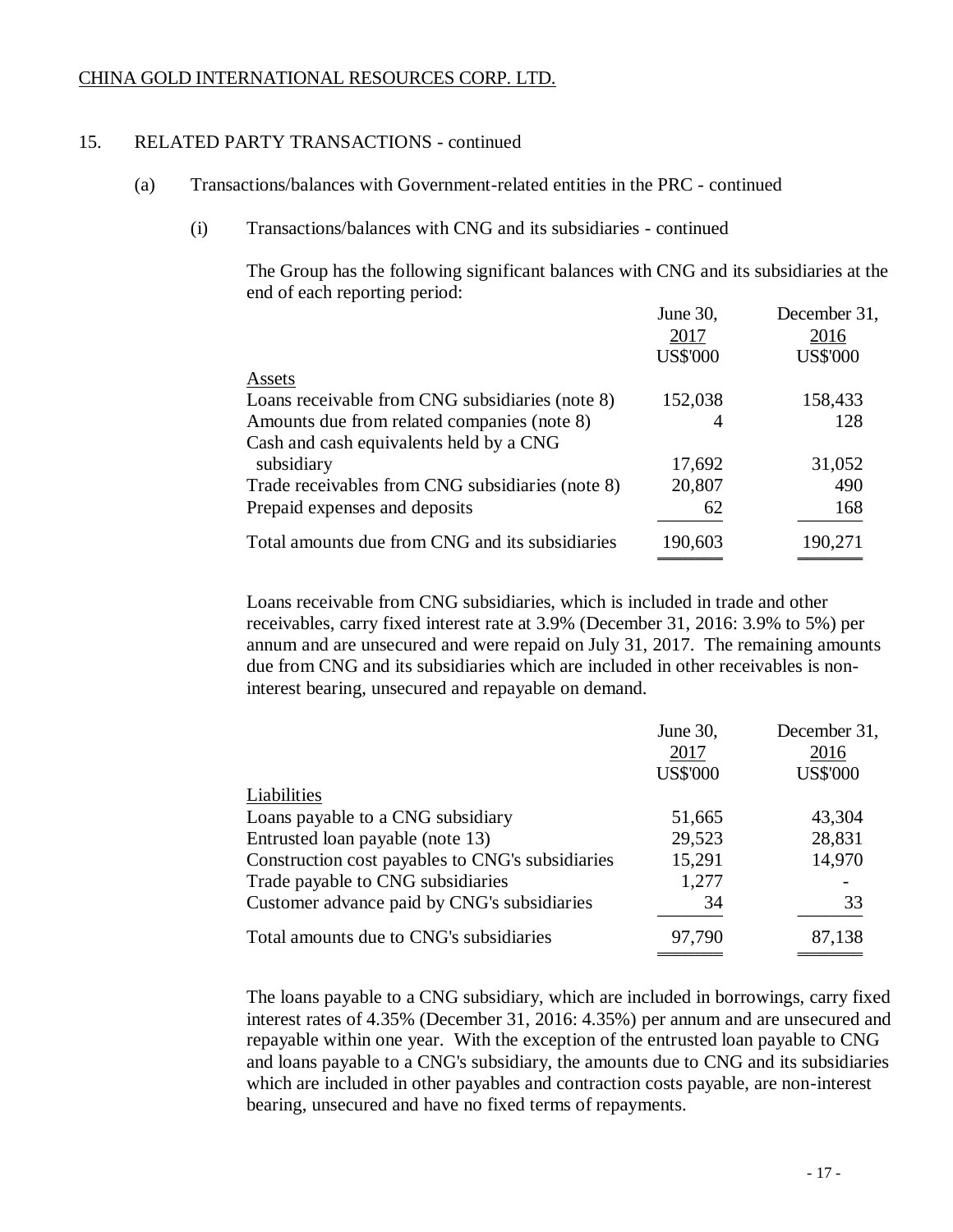CHINA GOLD INTERNATIONAL RESOURCES CORP. LTD.

## 15. RELATED PARTY TRANSACTIONS - continued

### (a) Transactions/balances with Government-related entities in the PRC - continued

#### (i) Transactions/balances with CNG and its subsidiaries - continued

The Group has the following significant balances with CNG and its subsidiaries at the end of each reporting period:

| | June 30, 2017 US$'000 | December 31, 2016 US$'000 |
|---|---|---|
| Assets | | |
| Loans receivable from CNG subsidiaries (note 8) | 152,038 | 158,433 |
| Amounts due from related companies (note 8) | 4 | 128 |
| Cash and cash equivalents held by a CNG subsidiary | 17,692 | 31,052 |
| Trade receivables from CNG subsidiaries (note 8) | 20,807 | 490 |
| Prepaid expenses and deposits | 62 | 168 |
| Total amounts due from CNG and its subsidiaries | 190,603 | 190,271 |

Loans receivable from CNG subsidiaries, which is included in trade and other receivables, carry fixed interest rate at 3.9% (December 31, 2016: 3.9% to 5%) per annum and are unsecured and were repaid on July 31, 2017. The remaining amounts due from CNG and its subsidiaries which are included in other receivables is non-interest bearing, unsecured and repayable on demand.

| | June 30, 2017 US$'000 | December 31, 2016 US$'000 |
|---|---|---|
| Liabilities | | |
| Loans payable to a CNG subsidiary | 51,665 | 43,304 |
| Entrusted loan payable (note 13) | 29,523 | 28,831 |
| Construction cost payables to CNG's subsidiaries | 15,291 | 14,970 |
| Trade payable to CNG subsidiaries | 1,277 | - |
| Customer advance paid by CNG's subsidiaries | 34 | 33 |
| Total amounts due to CNG's subsidiaries | 97,790 | 87,138 |

The loans payable to a CNG subsidiary, which are included in borrowings, carry fixed interest rates of 4.35% (December 31, 2016: 4.35%) per annum and are unsecured and repayable within one year. With the exception of the entrusted loan payable to CNG and loans payable to a CNG's subsidiary, the amounts due to CNG and its subsidiaries which are included in other payables and contraction costs payable, are non-interest bearing, unsecured and have no fixed terms of repayments.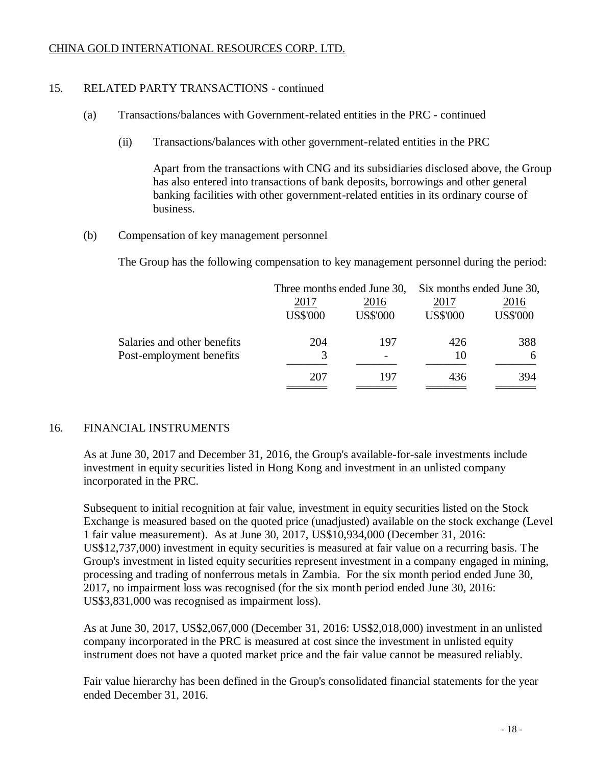CHINA GOLD INTERNATIONAL RESOURCES CORP. LTD.

## 15. RELATED PARTY TRANSACTIONS - continued

### (a) Transactions/balances with Government-related entities in the PRC - continued

#### (ii) Transactions/balances with other government-related entities in the PRC

Apart from the transactions with CNG and its subsidiaries disclosed above, the Group has also entered into transactions of bank deposits, borrowings and other general banking facilities with other government-related entities in its ordinary course of business.

### (b) Compensation of key management personnel

The Group has the following compensation to key management personnel during the period:

| | Three months ended June 30, | | Six months ended June 30, | |
|---|---|---|---|---|
| | 2017 | 2016 | 2017 | 2016 |
| | US$'000 | US$'000 | US$'000 | US$'000 |
| Salaries and other benefits | 204 | 197 | 426 | 388 |
| Post-employment benefits | 3 | - | 10 | 6 |
| | 207 | 197 | 436 | 394 |

## 16. FINANCIAL INSTRUMENTS

As at June 30, 2017 and December 31, 2016, the Group's available-for-sale investments include investment in equity securities listed in Hong Kong and investment in an unlisted company incorporated in the PRC.

Subsequent to initial recognition at fair value, investment in equity securities listed on the Stock Exchange is measured based on the quoted price (unadjusted) available on the stock exchange (Level 1 fair value measurement). As at June 30, 2017, US$10,934,000 (December 31, 2016: US$12,737,000) investment in equity securities is measured at fair value on a recurring basis. The Group's investment in listed equity securities represent investment in a company engaged in mining, processing and trading of nonferrous metals in Zambia. For the six month period ended June 30, 2017, no impairment loss was recognised (for the six month period ended June 30, 2016: US$3,831,000 was recognised as impairment loss).

As at June 30, 2017, US$2,067,000 (December 31, 2016: US$2,018,000) investment in an unlisted company incorporated in the PRC is measured at cost since the investment in unlisted equity instrument does not have a quoted market price and the fair value cannot be measured reliably.

Fair value hierarchy has been defined in the Group's consolidated financial statements for the year ended December 31, 2016.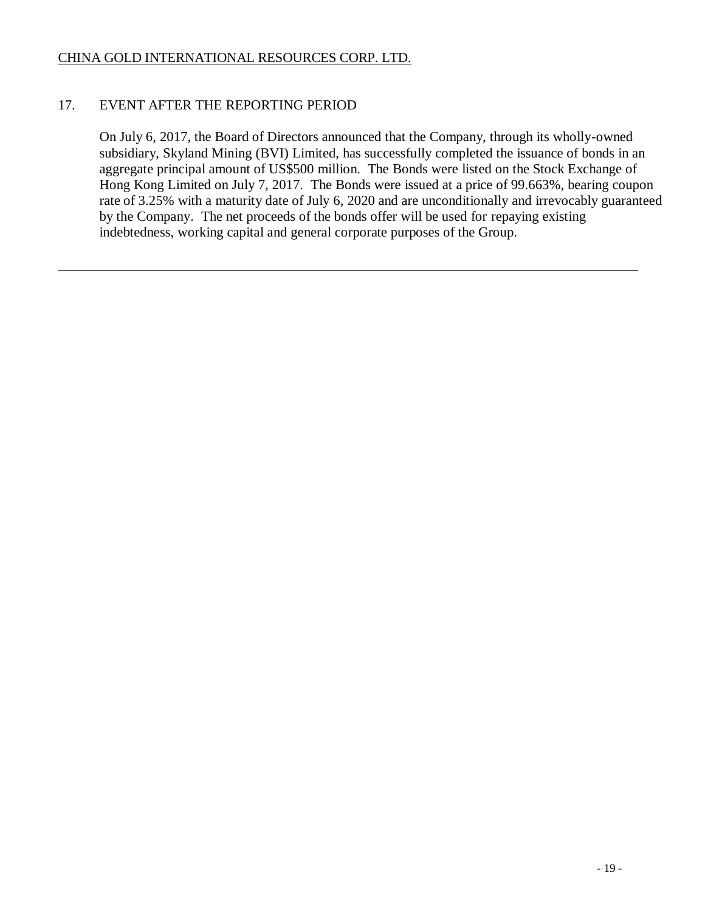## 17. EVENT AFTER THE REPORTING PERIOD

On July 6, 2017, the Board of Directors announced that the Company, through its wholly-owned subsidiary, Skyland Mining (BVI) Limited, has successfully completed the issuance of bonds in an aggregate principal amount of US$500 million. The Bonds were listed on the Stock Exchange of Hong Kong Limited on July 7, 2017. The Bonds were issued at a price of 99.663%, bearing coupon rate of 3.25% with a maturity date of July 6, 2020 and are unconditionally and irrevocably guaranteed by the Company. The net proceeds of the bonds offer will be used for repaying existing indebtedness, working capital and general corporate purposes of the Group.